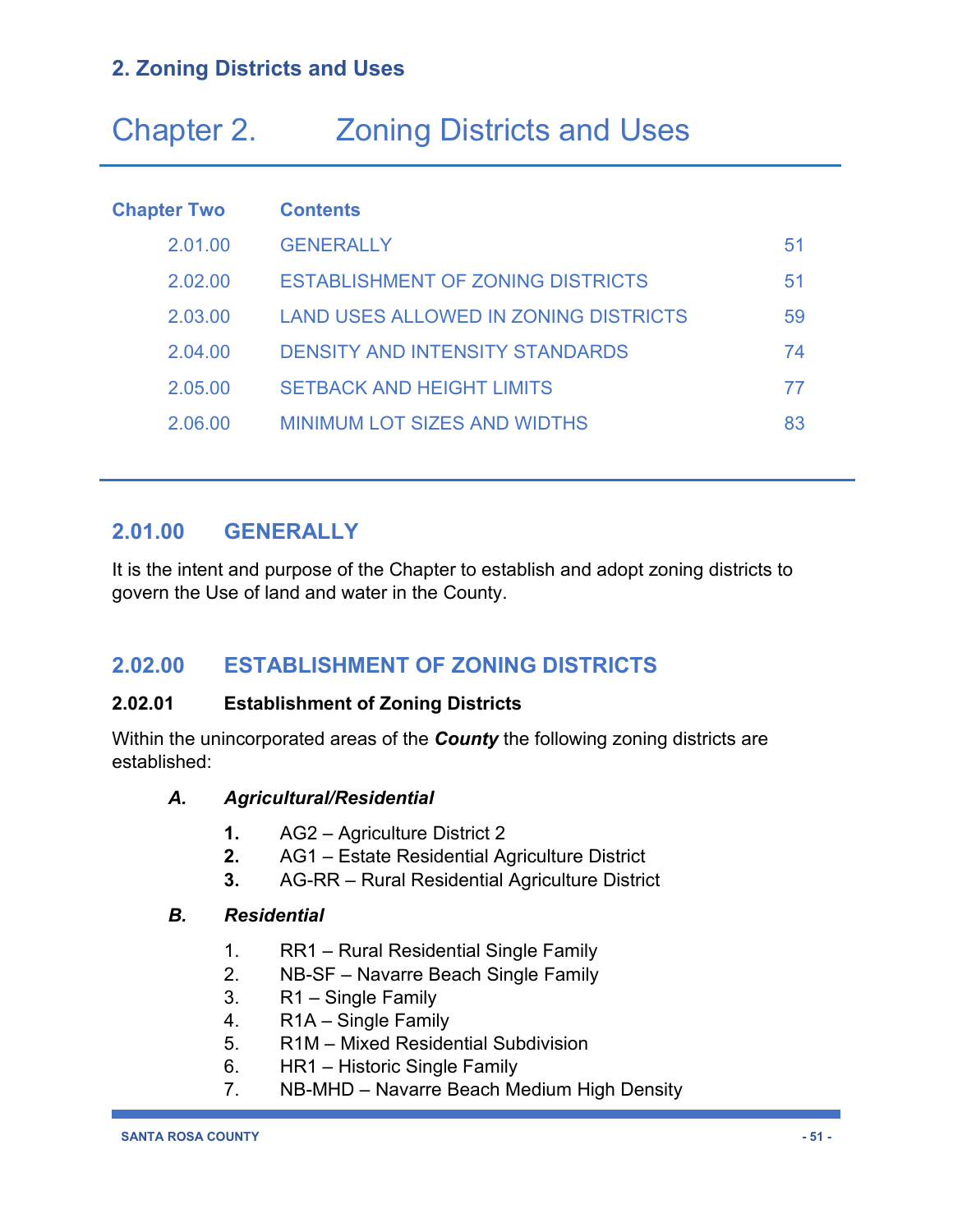# Chapter 2. Zoning Districts and Uses

| Chapter Two | Contents | |
|---|---|---|
| 2.01.00 | GENERALLY | 51 |
| 2.02.00 | ESTABLISHMENT OF ZONING DISTRICTS | 51 |
| 2.03.00 | LAND USES ALLOWED IN ZONING DISTRICTS | 59 |
| 2.04.00 | DENSITY AND INTENSITY STANDARDS | 74 |
| 2.05.00 | SETBACK AND HEIGHT LIMITS | 77 |
| 2.06.00 | MINIMUM LOT SIZES AND WIDTHS | 83 |

## 2.01.00 GENERALLY

It is the intent and purpose of the Chapter to establish and adopt zoning districts to govern the Use of land and water in the County.

## 2.02.00 ESTABLISHMENT OF ZONING DISTRICTS

### 2.02.01 Establishment of Zoning Districts

Within the unincorporated areas of the ***County*** the following zoning districts are established:

***A. Agricultural/Residential***

1. AG2 – Agriculture District 2
2. AG1 – Estate Residential Agriculture District
3. AG-RR – Rural Residential Agriculture District

***B. Residential***

1. RR1 – Rural Residential Single Family
2. NB-SF – Navarre Beach Single Family
3. R1 – Single Family
4. R1A – Single Family
5. R1M – Mixed Residential Subdivision
6. HR1 – Historic Single Family
7. NB-MHD – Navarre Beach Medium High Density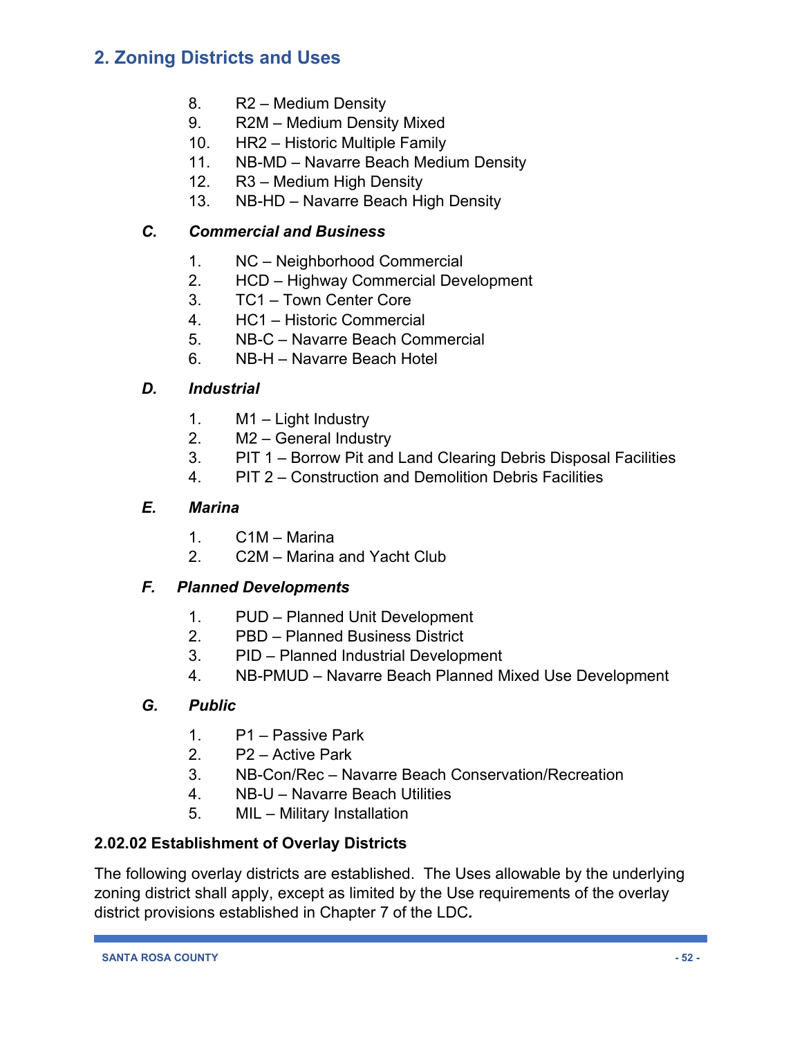8. R2 – Medium Density
9. R2M – Medium Density Mixed
10. HR2 – Historic Multiple Family
11. NB-MD – Navarre Beach Medium Density
12. R3 – Medium High Density
13. NB-HD – Navarre Beach High Density

### *C. Commercial and Business*

1. NC – Neighborhood Commercial
2. HCD – Highway Commercial Development
3. TC1 – Town Center Core
4. HC1 – Historic Commercial
5. NB-C – Navarre Beach Commercial
6. NB-H – Navarre Beach Hotel

### *D. Industrial*

1. M1 – Light Industry
2. M2 – General Industry
3. PIT 1 – Borrow Pit and Land Clearing Debris Disposal Facilities
4. PIT 2 – Construction and Demolition Debris Facilities

### *E. Marina*

1. C1M – Marina
2. C2M – Marina and Yacht Club

### *F. Planned Developments*

1. PUD – Planned Unit Development
2. PBD – Planned Business District
3. PID – Planned Industrial Development
4. NB-PMUD – Navarre Beach Planned Mixed Use Development

### *G. Public*

1. P1 – Passive Park
2. P2 – Active Park
3. NB-Con/Rec – Navarre Beach Conservation/Recreation
4. NB-U – Navarre Beach Utilities
5. MIL – Military Installation

### 2.02.02 Establishment of Overlay Districts

The following overlay districts are established. The Uses allowable by the underlying zoning district shall apply, except as limited by the Use requirements of the overlay district provisions established in Chapter 7 of the LDC.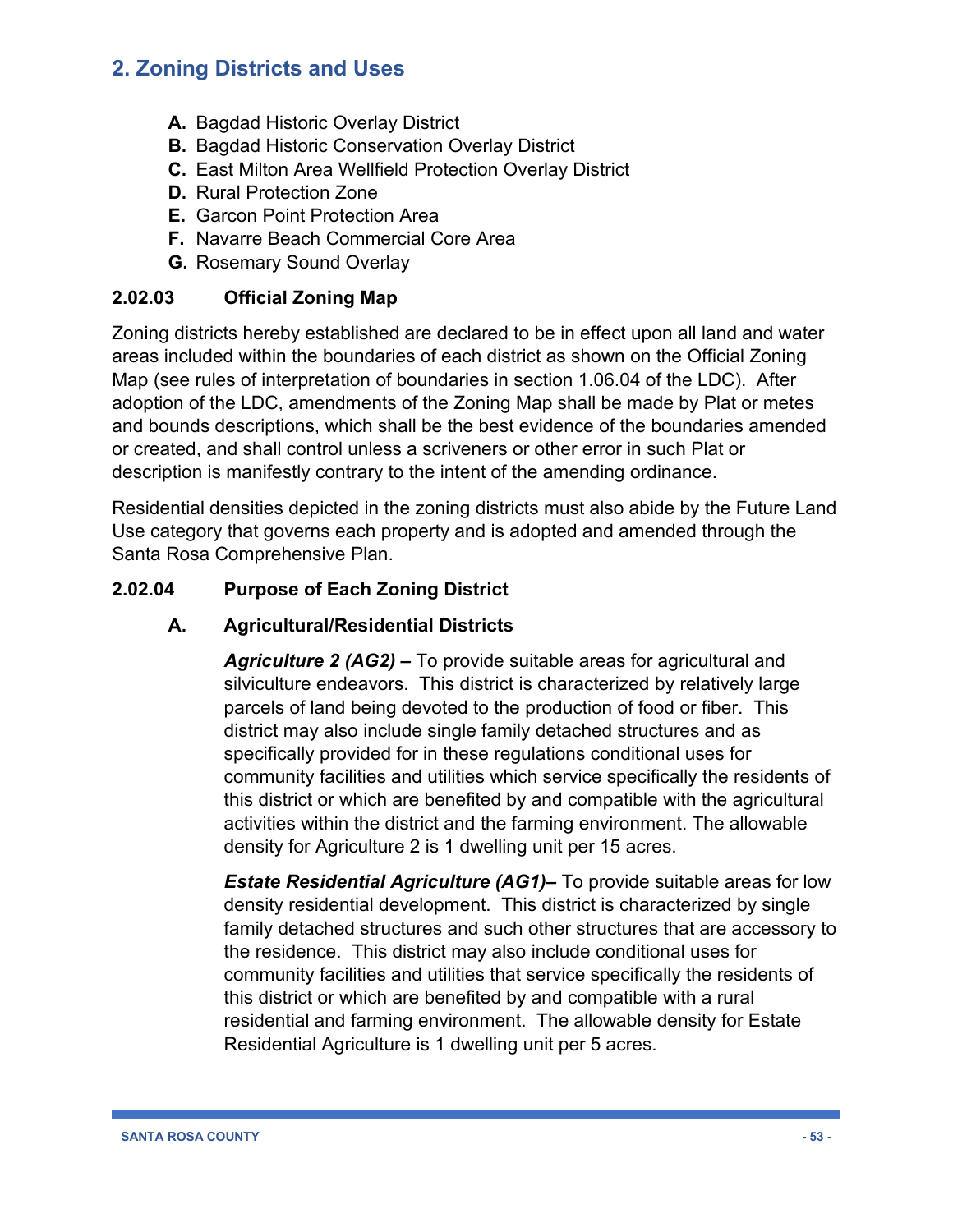## 2. Zoning Districts and Uses

- **A.** Bagdad Historic Overlay District
- **B.** Bagdad Historic Conservation Overlay District
- **C.** East Milton Area Wellfield Protection Overlay District
- **D.** Rural Protection Zone
- **E.** Garcon Point Protection Area
- **F.** Navarre Beach Commercial Core Area
- **G.** Rosemary Sound Overlay

### 2.02.03 Official Zoning Map

Zoning districts hereby established are declared to be in effect upon all land and water areas included within the boundaries of each district as shown on the Official Zoning Map (see rules of interpretation of boundaries in section 1.06.04 of the LDC). After adoption of the LDC, amendments of the Zoning Map shall be made by Plat or metes and bounds descriptions, which shall be the best evidence of the boundaries amended or created, and shall control unless a scriveners or other error in such Plat or description is manifestly contrary to the intent of the amending ordinance.

Residential densities depicted in the zoning districts must also abide by the Future Land Use category that governs each property and is adopted and amended through the Santa Rosa Comprehensive Plan.

### 2.02.04 Purpose of Each Zoning District

#### A. Agricultural/Residential Districts

***Agriculture 2 (AG2)* –** To provide suitable areas for agricultural and silviculture endeavors. This district is characterized by relatively large parcels of land being devoted to the production of food or fiber. This district may also include single family detached structures and as specifically provided for in these regulations conditional uses for community facilities and utilities which service specifically the residents of this district or which are benefited by and compatible with the agricultural activities within the district and the farming environment. The allowable density for Agriculture 2 is 1 dwelling unit per 15 acres.

***Estate Residential Agriculture (AG1)*–** To provide suitable areas for low density residential development. This district is characterized by single family detached structures and such other structures that are accessory to the residence. This district may also include conditional uses for community facilities and utilities that service specifically the residents of this district or which are benefited by and compatible with a rural residential and farming environment. The allowable density for Estate Residential Agriculture is 1 dwelling unit per 5 acres.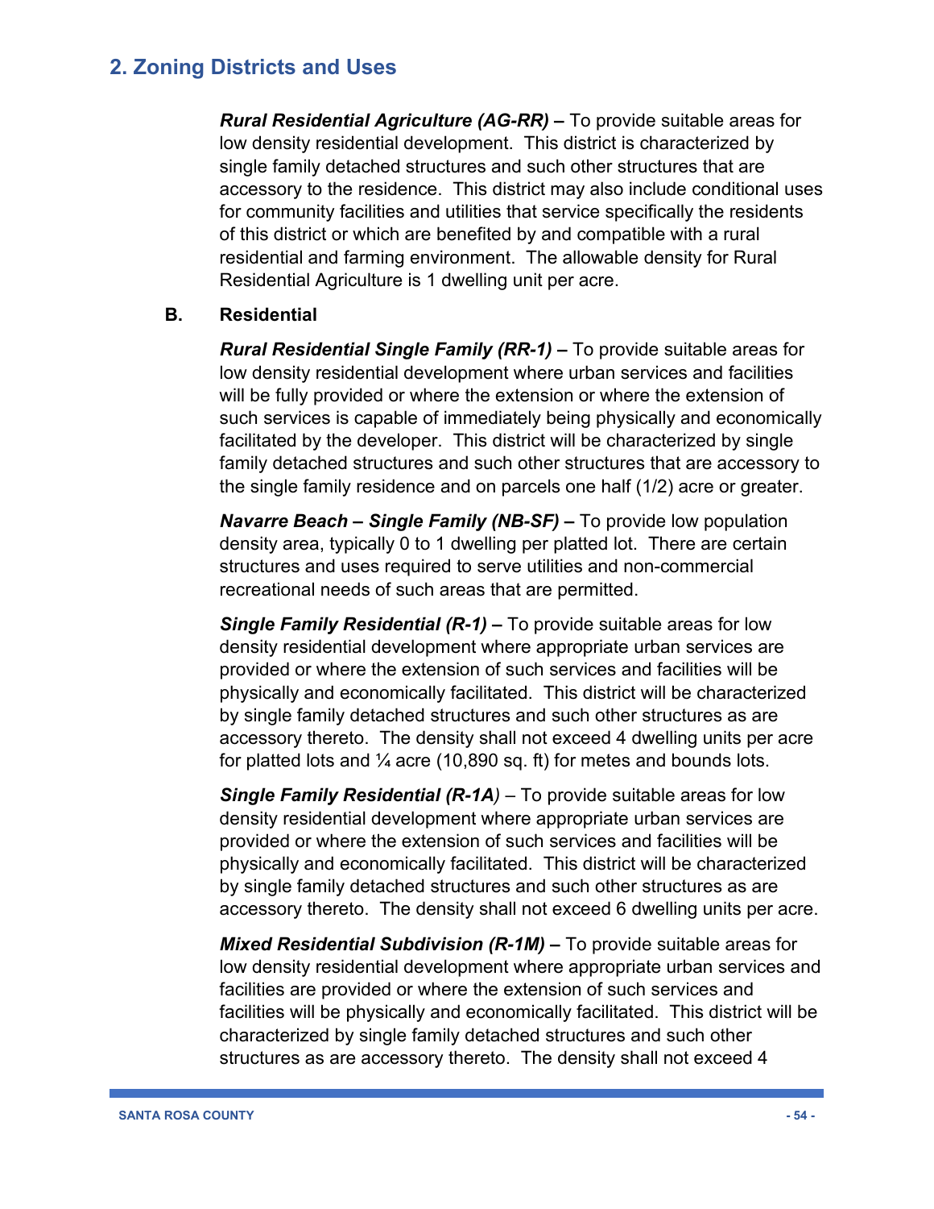## 2. Zoning Districts and Uses

***Rural Residential Agriculture (AG-RR) –*** To provide suitable areas for low density residential development. This district is characterized by single family detached structures and such other structures that are accessory to the residence. This district may also include conditional uses for community facilities and utilities that service specifically the residents of this district or which are benefited by and compatible with a rural residential and farming environment. The allowable density for Rural Residential Agriculture is 1 dwelling unit per acre.

**B. Residential**

***Rural Residential Single Family (RR-1) –*** To provide suitable areas for low density residential development where urban services and facilities will be fully provided or where the extension or where the extension of such services is capable of immediately being physically and economically facilitated by the developer. This district will be characterized by single family detached structures and such other structures that are accessory to the single family residence and on parcels one half (1/2) acre or greater.

***Navarre Beach – Single Family (NB-SF) –*** To provide low population density area, typically 0 to 1 dwelling per platted lot. There are certain structures and uses required to serve utilities and non-commercial recreational needs of such areas that are permitted.

***Single Family Residential (R-1) –*** To provide suitable areas for low density residential development where appropriate urban services are provided or where the extension of such services and facilities will be physically and economically facilitated. This district will be characterized by single family detached structures and such other structures as are accessory thereto. The density shall not exceed 4 dwelling units per acre for platted lots and ¼ acre (10,890 sq. ft) for metes and bounds lots.

***Single Family Residential (R-1A)*** – To provide suitable areas for low density residential development where appropriate urban services are provided or where the extension of such services and facilities will be physically and economically facilitated. This district will be characterized by single family detached structures and such other structures as are accessory thereto. The density shall not exceed 6 dwelling units per acre.

***Mixed Residential Subdivision (R-1M) –*** To provide suitable areas for low density residential development where appropriate urban services and facilities are provided or where the extension of such services and facilities will be physically and economically facilitated. This district will be characterized by single family detached structures and such other structures as are accessory thereto. The density shall not exceed 4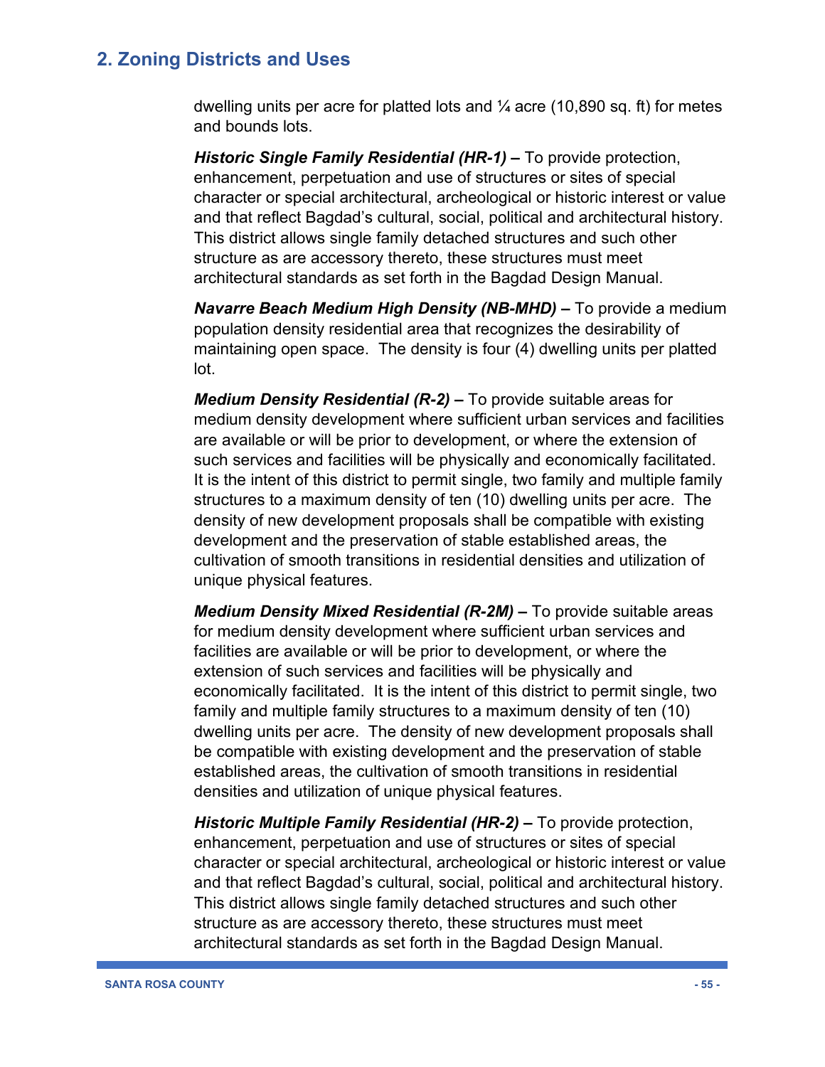dwelling units per acre for platted lots and ¼ acre (10,890 sq. ft) for metes and bounds lots.

***Historic Single Family Residential (HR-1) –*** To provide protection, enhancement, perpetuation and use of structures or sites of special character or special architectural, archeological or historic interest or value and that reflect Bagdad's cultural, social, political and architectural history. This district allows single family detached structures and such other structure as are accessory thereto, these structures must meet architectural standards as set forth in the Bagdad Design Manual.

***Navarre Beach Medium High Density (NB-MHD) –*** To provide a medium population density residential area that recognizes the desirability of maintaining open space. The density is four (4) dwelling units per platted lot.

***Medium Density Residential (R-2) –*** To provide suitable areas for medium density development where sufficient urban services and facilities are available or will be prior to development, or where the extension of such services and facilities will be physically and economically facilitated. It is the intent of this district to permit single, two family and multiple family structures to a maximum density of ten (10) dwelling units per acre. The density of new development proposals shall be compatible with existing development and the preservation of stable established areas, the cultivation of smooth transitions in residential densities and utilization of unique physical features.

***Medium Density Mixed Residential (R-2M) –*** To provide suitable areas for medium density development where sufficient urban services and facilities are available or will be prior to development, or where the extension of such services and facilities will be physically and economically facilitated. It is the intent of this district to permit single, two family and multiple family structures to a maximum density of ten (10) dwelling units per acre. The density of new development proposals shall be compatible with existing development and the preservation of stable established areas, the cultivation of smooth transitions in residential densities and utilization of unique physical features.

***Historic Multiple Family Residential (HR-2) –*** To provide protection, enhancement, perpetuation and use of structures or sites of special character or special architectural, archeological or historic interest or value and that reflect Bagdad's cultural, social, political and architectural history. This district allows single family detached structures and such other structure as are accessory thereto, these structures must meet architectural standards as set forth in the Bagdad Design Manual.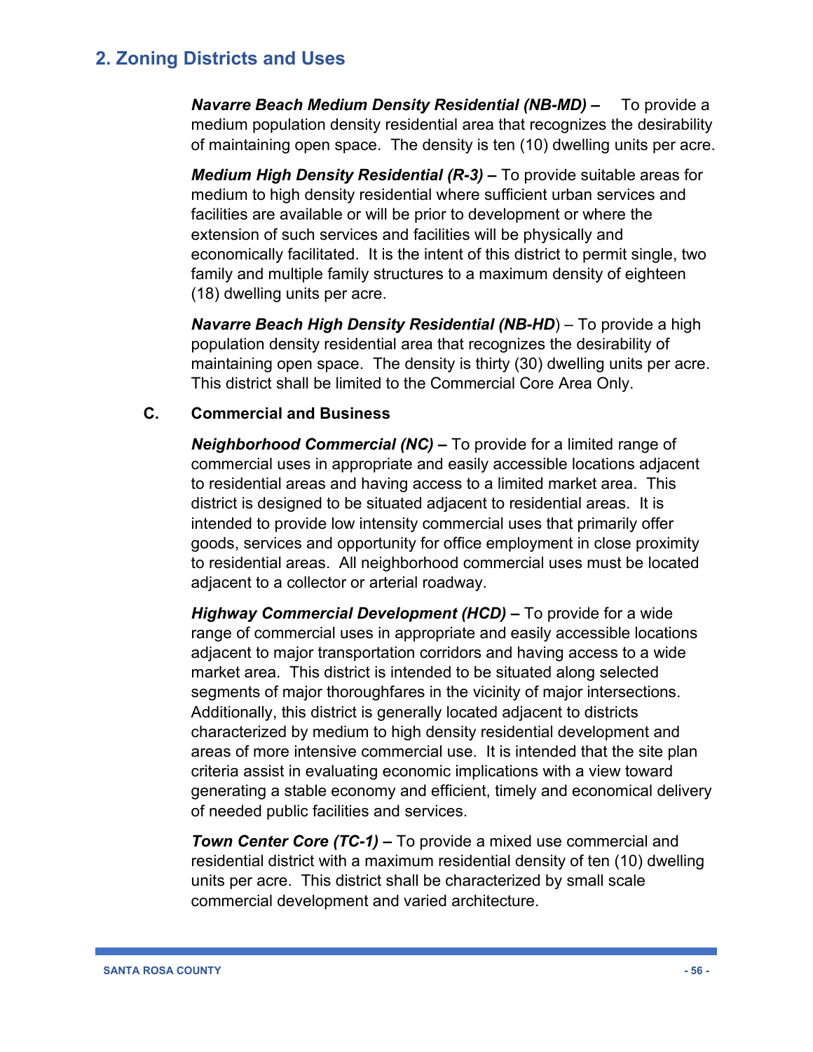## 2. Zoning Districts and Uses

***Navarre Beach Medium Density Residential (NB-MD) –*** To provide a medium population density residential area that recognizes the desirability of maintaining open space. The density is ten (10) dwelling units per acre.

***Medium High Density Residential (R-3) –*** To provide suitable areas for medium to high density residential where sufficient urban services and facilities are available or will be prior to development or where the extension of such services and facilities will be physically and economically facilitated. It is the intent of this district to permit single, two family and multiple family structures to a maximum density of eighteen (18) dwelling units per acre.

***Navarre Beach High Density Residential (NB-HD***) – To provide a high population density residential area that recognizes the desirability of maintaining open space. The density is thirty (30) dwelling units per acre. This district shall be limited to the Commercial Core Area Only.

**C. Commercial and Business**

***Neighborhood Commercial (NC) –*** To provide for a limited range of commercial uses in appropriate and easily accessible locations adjacent to residential areas and having access to a limited market area. This district is designed to be situated adjacent to residential areas. It is intended to provide low intensity commercial uses that primarily offer goods, services and opportunity for office employment in close proximity to residential areas. All neighborhood commercial uses must be located adjacent to a collector or arterial roadway.

***Highway Commercial Development (HCD) –*** To provide for a wide range of commercial uses in appropriate and easily accessible locations adjacent to major transportation corridors and having access to a wide market area. This district is intended to be situated along selected segments of major thoroughfares in the vicinity of major intersections. Additionally, this district is generally located adjacent to districts characterized by medium to high density residential development and areas of more intensive commercial use. It is intended that the site plan criteria assist in evaluating economic implications with a view toward generating a stable economy and efficient, timely and economical delivery of needed public facilities and services.

***Town Center Core (TC-1) –*** To provide a mixed use commercial and residential district with a maximum residential density of ten (10) dwelling units per acre. This district shall be characterized by small scale commercial development and varied architecture.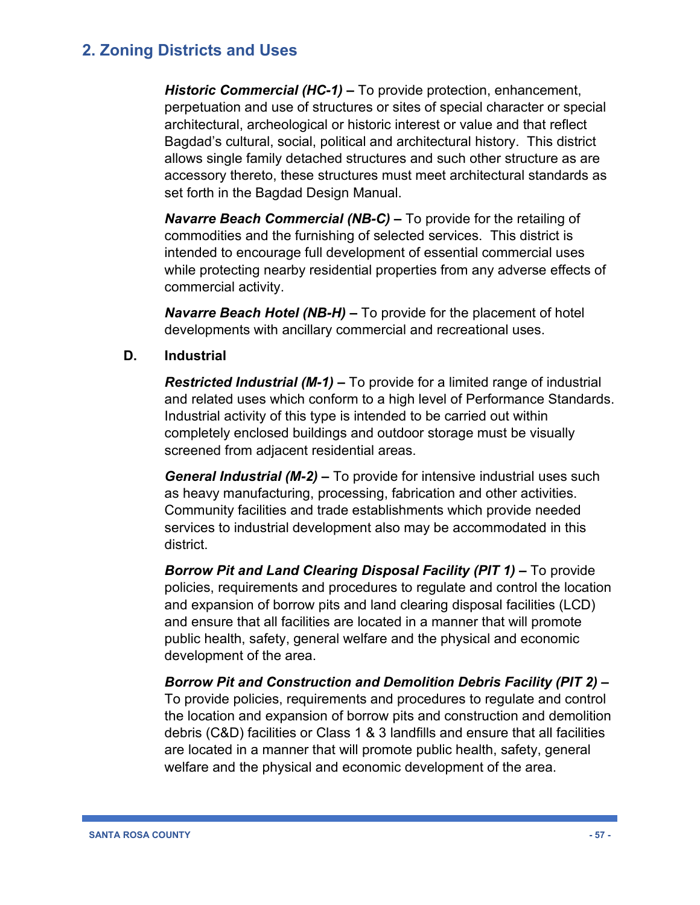## 2. Zoning Districts and Uses

***Historic Commercial (HC-1) –*** To provide protection, enhancement, perpetuation and use of structures or sites of special character or special architectural, archeological or historic interest or value and that reflect Bagdad's cultural, social, political and architectural history. This district allows single family detached structures and such other structure as are accessory thereto, these structures must meet architectural standards as set forth in the Bagdad Design Manual.

***Navarre Beach Commercial (NB-C) –*** To provide for the retailing of commodities and the furnishing of selected services. This district is intended to encourage full development of essential commercial uses while protecting nearby residential properties from any adverse effects of commercial activity.

***Navarre Beach Hotel (NB-H) –*** To provide for the placement of hotel developments with ancillary commercial and recreational uses.

**D. Industrial**

***Restricted Industrial (M-1) –*** To provide for a limited range of industrial and related uses which conform to a high level of Performance Standards. Industrial activity of this type is intended to be carried out within completely enclosed buildings and outdoor storage must be visually screened from adjacent residential areas.

***General Industrial (M-2) –*** To provide for intensive industrial uses such as heavy manufacturing, processing, fabrication and other activities. Community facilities and trade establishments which provide needed services to industrial development also may be accommodated in this district.

***Borrow Pit and Land Clearing Disposal Facility (PIT 1) –*** To provide policies, requirements and procedures to regulate and control the location and expansion of borrow pits and land clearing disposal facilities (LCD) and ensure that all facilities are located in a manner that will promote public health, safety, general welfare and the physical and economic development of the area.

***Borrow Pit and Construction and Demolition Debris Facility (PIT 2) –*** To provide policies, requirements and procedures to regulate and control the location and expansion of borrow pits and construction and demolition debris (C&D) facilities or Class 1 & 3 landfills and ensure that all facilities are located in a manner that will promote public health, safety, general welfare and the physical and economic development of the area.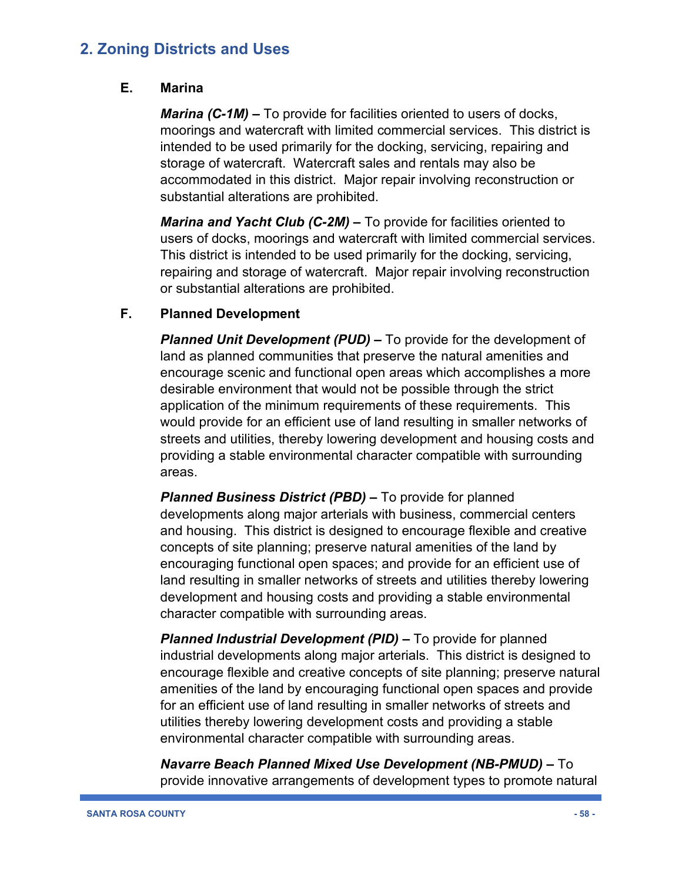## 2. Zoning Districts and Uses

**E. Marina**

***Marina (C-1M)* –** To provide for facilities oriented to users of docks, moorings and watercraft with limited commercial services. This district is intended to be used primarily for the docking, servicing, repairing and storage of watercraft. Watercraft sales and rentals may also be accommodated in this district. Major repair involving reconstruction or substantial alterations are prohibited.

***Marina and Yacht Club (C-2M)* –** To provide for facilities oriented to users of docks, moorings and watercraft with limited commercial services. This district is intended to be used primarily for the docking, servicing, repairing and storage of watercraft. Major repair involving reconstruction or substantial alterations are prohibited.

**F. Planned Development**

***Planned Unit Development (PUD)* –** To provide for the development of land as planned communities that preserve the natural amenities and encourage scenic and functional open areas which accomplishes a more desirable environment that would not be possible through the strict application of the minimum requirements of these requirements. This would provide for an efficient use of land resulting in smaller networks of streets and utilities, thereby lowering development and housing costs and providing a stable environmental character compatible with surrounding areas.

***Planned Business District (PBD)* –** To provide for planned developments along major arterials with business, commercial centers and housing. This district is designed to encourage flexible and creative concepts of site planning; preserve natural amenities of the land by encouraging functional open spaces; and provide for an efficient use of land resulting in smaller networks of streets and utilities thereby lowering development and housing costs and providing a stable environmental character compatible with surrounding areas.

***Planned Industrial Development (PID)* –** To provide for planned industrial developments along major arterials. This district is designed to encourage flexible and creative concepts of site planning; preserve natural amenities of the land by encouraging functional open spaces and provide for an efficient use of land resulting in smaller networks of streets and utilities thereby lowering development costs and providing a stable environmental character compatible with surrounding areas.

***Navarre Beach Planned Mixed Use Development (NB-PMUD)* –** To provide innovative arrangements of development types to promote natural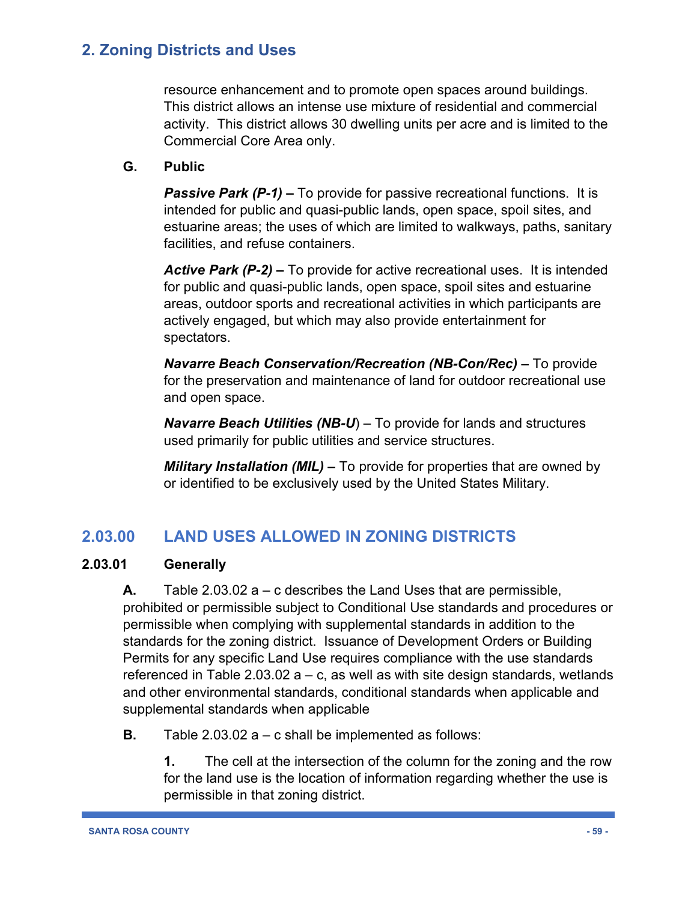resource enhancement and to promote open spaces around buildings. This district allows an intense use mixture of residential and commercial activity. This district allows 30 dwelling units per acre and is limited to the Commercial Core Area only.

**G. Public**

***Passive Park (P-1)* –** To provide for passive recreational functions. It is intended for public and quasi-public lands, open space, spoil sites, and estuarine areas; the uses of which are limited to walkways, paths, sanitary facilities, and refuse containers.

***Active Park (P-2)* –** To provide for active recreational uses. It is intended for public and quasi-public lands, open space, spoil sites and estuarine areas, outdoor sports and recreational activities in which participants are actively engaged, but which may also provide entertainment for spectators.

***Navarre Beach Conservation/Recreation (NB-Con/Rec)* –** To provide for the preservation and maintenance of land for outdoor recreational use and open space.

***Navarre Beach Utilities (NB-U***) – To provide for lands and structures used primarily for public utilities and service structures.

***Military Installation (MIL)* –** To provide for properties that are owned by or identified to be exclusively used by the United States Military.

## 2.03.00 LAND USES ALLOWED IN ZONING DISTRICTS

### 2.03.01 Generally

**A.** Table 2.03.02 a – c describes the Land Uses that are permissible, prohibited or permissible subject to Conditional Use standards and procedures or permissible when complying with supplemental standards in addition to the standards for the zoning district. Issuance of Development Orders or Building Permits for any specific Land Use requires compliance with the use standards referenced in Table 2.03.02 a – c, as well as with site design standards, wetlands and other environmental standards, conditional standards when applicable and supplemental standards when applicable

**B.** Table 2.03.02 a – c shall be implemented as follows:

**1.** The cell at the intersection of the column for the zoning and the row for the land use is the location of information regarding whether the use is permissible in that zoning district.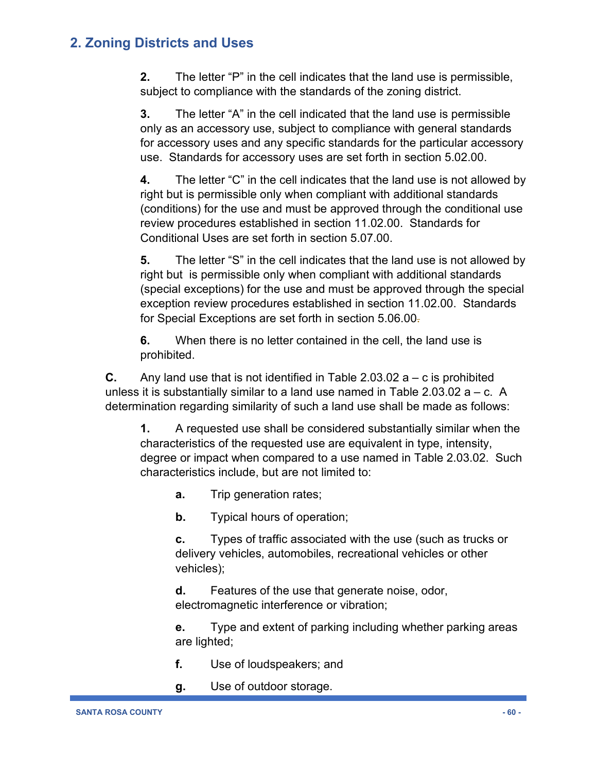## 2. Zoning Districts and Uses

**2.** The letter "P" in the cell indicates that the land use is permissible, subject to compliance with the standards of the zoning district.

**3.** The letter "A" in the cell indicated that the land use is permissible only as an accessory use, subject to compliance with general standards for accessory uses and any specific standards for the particular accessory use. Standards for accessory uses are set forth in section 5.02.00.

**4.** The letter "C" in the cell indicates that the land use is not allowed by right but is permissible only when compliant with additional standards (conditions) for the use and must be approved through the conditional use review procedures established in section 11.02.00. Standards for Conditional Uses are set forth in section 5.07.00.

**5.** The letter "S" in the cell indicates that the land use is not allowed by right but is permissible only when compliant with additional standards (special exceptions) for the use and must be approved through the special exception review procedures established in section 11.02.00. Standards for Special Exceptions are set forth in section 5.06.00.

**6.** When there is no letter contained in the cell, the land use is prohibited.

**C.** Any land use that is not identified in Table 2.03.02 a – c is prohibited unless it is substantially similar to a land use named in Table 2.03.02 a – c. A determination regarding similarity of such a land use shall be made as follows:

**1.** A requested use shall be considered substantially similar when the characteristics of the requested use are equivalent in type, intensity, degree or impact when compared to a use named in Table 2.03.02. Such characteristics include, but are not limited to:

**a.** Trip generation rates;

**b.** Typical hours of operation;

**c.** Types of traffic associated with the use (such as trucks or delivery vehicles, automobiles, recreational vehicles or other vehicles);

**d.** Features of the use that generate noise, odor, electromagnetic interference or vibration;

**e.** Type and extent of parking including whether parking areas are lighted;

**f.** Use of loudspeakers; and

**g.** Use of outdoor storage.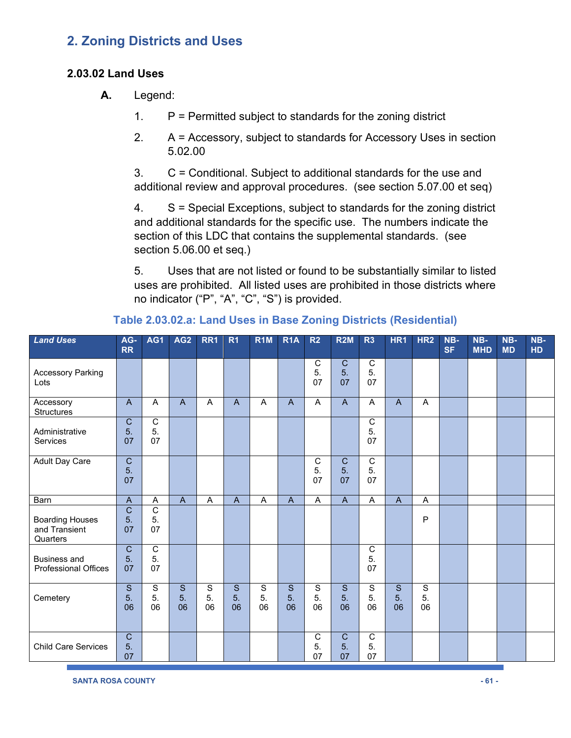# 2. Zoning Districts and Uses

### 2.03.02 Land Uses

**A.** Legend:

1. P = Permitted subject to standards for the zoning district

2. A = Accessory, subject to standards for Accessory Uses in section 5.02.00

3. C = Conditional. Subject to additional standards for the use and additional review and approval procedures. (see section 5.07.00 et seq)

4. S = Special Exceptions, subject to standards for the zoning district and additional standards for the specific use. The numbers indicate the section of this LDC that contains the supplemental standards. (see section 5.06.00 et seq.)

5. Uses that are not listed or found to be substantially similar to listed uses are prohibited. All listed uses are prohibited in those districts where no indicator ("P", "A", "C", "S") is provided.

**Table 2.03.02.a: Land Uses in Base Zoning Districts (Residential)**

| *Land Uses* | AG-RR | AG1 | AG2 | RR1 | R1 | R1M | R1A | R2 | R2M | R3 | HR1 | HR2 | NB-SF | NB-MHD | NB-MD | NB-HD |
|---|---|---|---|---|---|---|---|---|---|---|---|---|---|---|---|---|
| Accessory Parking Lots | | | | | | | | C 5.07 | C 5.07 | C 5.07 | | | | | | |
| Accessory Structures | A | A | A | A | A | A | A | A | A | A | A | A | | | | |
| Administrative Services | C 5.07 | C 5.07 | | | | | | | | C 5.07 | | | | | | |
| Adult Day Care | C 5.07 | | | | | | | C 5.07 | C 5.07 | C 5.07 | | | | | | |
| Barn | A | A | A | A | A | A | A | A | A | A | A | A | | | | |
| Boarding Houses and Transient Quarters | C 5.07 | C 5.07 | | | | | | | | | | P | | | | |
| Business and Professional Offices | C 5.07 | C 5.07 | | | | | | | | C 5.07 | | | | | | |
| Cemetery | S 5.06 | S 5.06 | S 5.06 | S 5.06 | S 5.06 | S 5.06 | S 5.06 | S 5.06 | S 5.06 | S 5.06 | S 5.06 | S 5.06 | | | | |
| Child Care Services | C 5.07 | | | | | | | C 5.07 | C 5.07 | C 5.07 | | | | | | |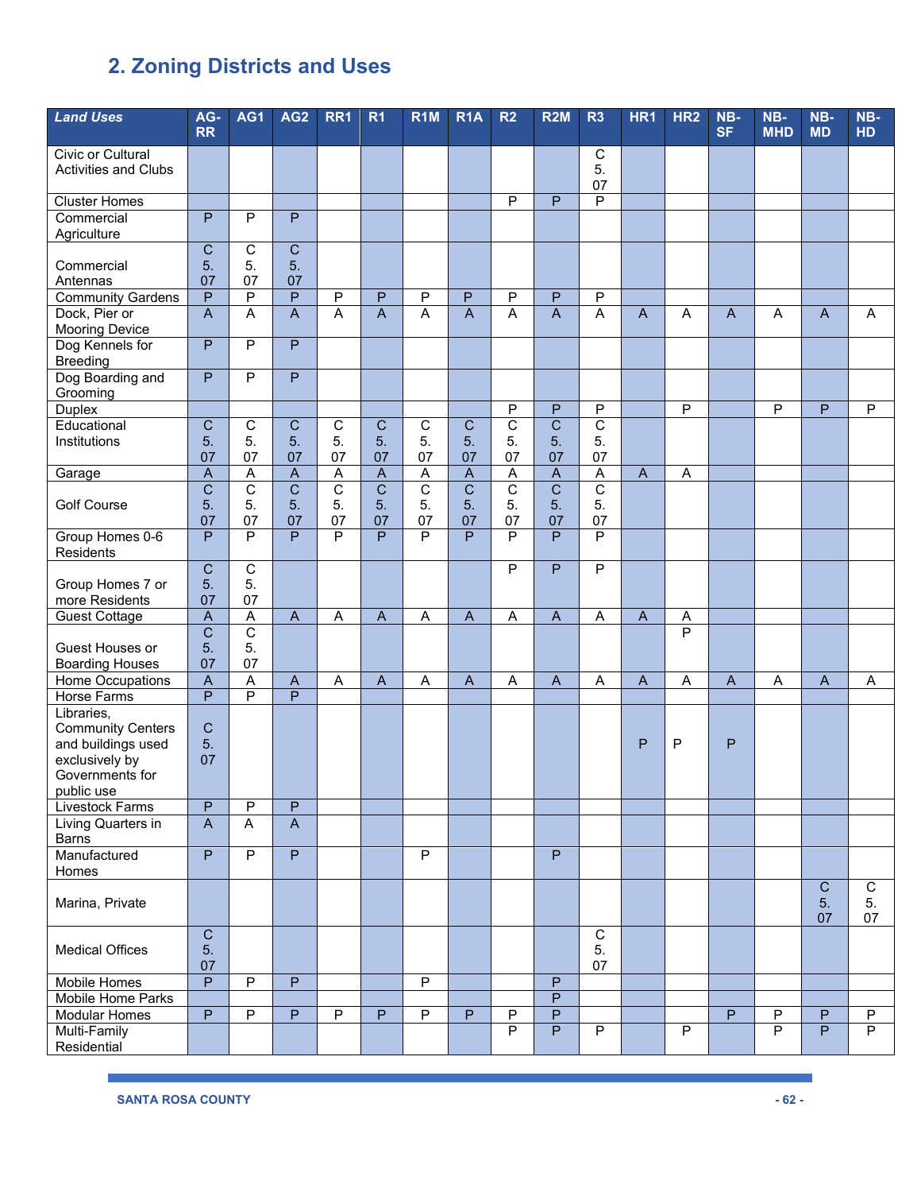## 2. Zoning Districts and Uses

| *Land Uses* | AG-RR | AG1 | AG2 | RR1 | R1 | R1M | R1A | R2 | R2M | R3 | HR1 | HR2 | NB-SF | NB-MHD | NB-MD | NB-HD |
|---|---|---|---|---|---|---|---|---|---|---|---|---|---|---|---|---|
| Civic or Cultural Activities and Clubs | | | | | | | | | | C 5.07 | | | | | | |
| Cluster Homes | | | | | | | | P | P | P | | | | | | |
| Commercial Agriculture | P | P | P | | | | | | | | | | | | | |
| Commercial Antennas | C 5.07 | C 5.07 | C 5.07 | | | | | | | | | | | | | |
| Community Gardens | P | P | P | P | P | P | P | P | P | P | | | | | | |
| Dock, Pier or Mooring Device | A | A | A | A | A | A | A | A | A | A | A | A | A | A | A | A |
| Dog Kennels for Breeding | P | P | P | | | | | | | | | | | | | |
| Dog Boarding and Grooming | P | P | P | | | | | | | | | | | | | |
| Duplex | | | | | | | | P | P | P | | P | | P | P | P |
| Educational Institutions | C 5.07 | C 5.07 | C 5.07 | C 5.07 | C 5.07 | C 5.07 | C 5.07 | C 5.07 | C 5.07 | C 5.07 | | | | | | |
| Garage | A | A | A | A | A | A | A | A | A | A | A | A | | | | |
| Golf Course | C 5.07 | C 5.07 | C 5.07 | C 5.07 | C 5.07 | C 5.07 | C 5.07 | C 5.07 | C 5.07 | C 5.07 | | | | | | |
| Group Homes 0-6 Residents | P | P | P | P | P | P | P | P | P | P | | | | | | |
| Group Homes 7 or more Residents | C 5.07 | C 5.07 | | | | | | P | P | P | | | | | | |
| Guest Cottage | A | A | A | A | A | A | A | A | A | A | A | A | | | | |
| Guest Houses or Boarding Houses | C 5.07 | C 5.07 | | | | | | | | | | P | | | | |
| Home Occupations | A | A | A | A | A | A | A | A | A | A | A | A | A | A | A | A |
| Horse Farms | P | P | P | | | | | | | | | | | | | |
| Libraries, Community Centers and buildings used exclusively by Governments for public use | C 5.07 | | | | | | | | | | P | P | P | | | |
| Livestock Farms | P | P | P | | | | | | | | | | | | | |
| Living Quarters in Barns | A | A | A | | | | | | | | | | | | | |
| Manufactured Homes | P | P | P | | | P | | | P | | | | | | | |
| Marina, Private | | | | | | | | | | | | | | | C 5.07 | C 5.07 |
| Medical Offices | C 5.07 | | | | | | | | | C 5.07 | | | | | | |
| Mobile Homes | P | P | P | | | P | | | P | | | | | | | |
| Mobile Home Parks | | | | | | | | | P | | | | | | | |
| Modular Homes | P | P | P | P | P | P | P | P | P | | | | P | P | P | P |
| Multi-Family Residential | | | | | | | | P | P | P | | P | | P | P | P |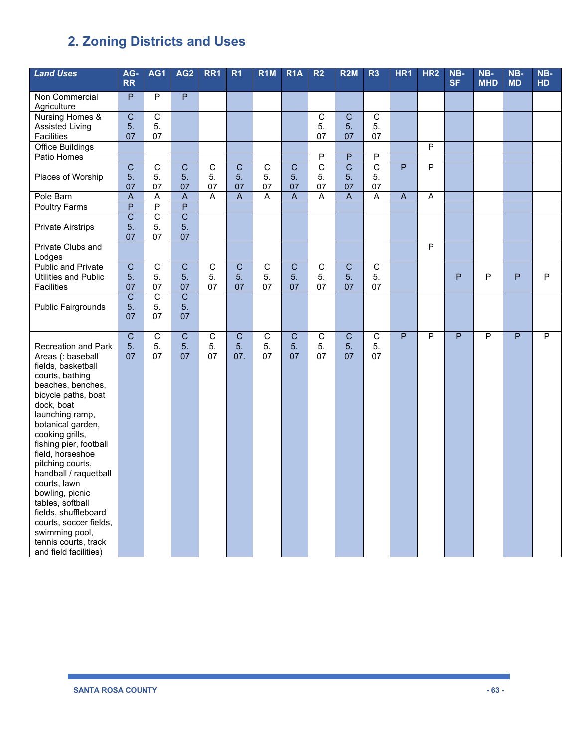## 2. Zoning Districts and Uses

| Land Uses | AG-RR | AG1 | AG2 | RR1 | R1 | R1M | R1A | R2 | R2M | R3 | HR1 | HR2 | NB-SF | NB-MHD | NB-MD | NB-HD |
|---|---|---|---|---|---|---|---|---|---|---|---|---|---|---|---|---|
| Non Commercial Agriculture | P | P | P | | | | | | | | | | | | | |
| Nursing Homes & Assisted Living Facilities | C 5.07 | C 5.07 | | | | | | C 5.07 | C 5.07 | C 5.07 | | | | | | |
| Office Buildings | | | | | | | | | | | | P | | | | |
| Patio Homes | | | | | | | | P | P | P | | | | | | |
| Places of Worship | C 5.07 | C 5.07 | C 5.07 | C 5.07 | C 5.07 | C 5.07 | C 5.07 | C 5.07 | C 5.07 | C 5.07 | P | P | | | | |
| Pole Barn | A | A | A | A | A | A | A | A | A | A | A | A | | | | |
| Poultry Farms | P | P | P | | | | | | | | | | | | | |
| Private Airstrips | C 5.07 | C 5.07 | C 5.07 | | | | | | | | | | | | | |
| Private Clubs and Lodges | | | | | | | | | | | | P | | | | |
| Public and Private Utilities and Public Facilities | C 5.07 | C 5.07 | C 5.07 | C 5.07 | C 5.07 | C 5.07 | C 5.07 | C 5.07 | C 5.07 | C 5.07 | | | P | P | P | P |
| Public Fairgrounds | C 5.07 | C 5.07 | C 5.07 | | | | | | | | | | | | | |
| Recreation and Park Areas (: baseball fields, basketball courts, bathing beaches, benches, bicycle paths, boat dock, boat launching ramp, botanical garden, cooking grills, fishing pier, football field, horseshoe pitching courts, handball / raquetball courts, lawn bowling, picnic tables, softball fields, shuffleboard courts, soccer fields, swimming pool, tennis courts, track and field facilities) | C 5.07 | C 5.07 | C 5.07 | C 5.07 | C 5.07. | C 5.07 | C 5.07 | C 5.07 | C 5.07 | C 5.07 | P | P | P | P | P | P |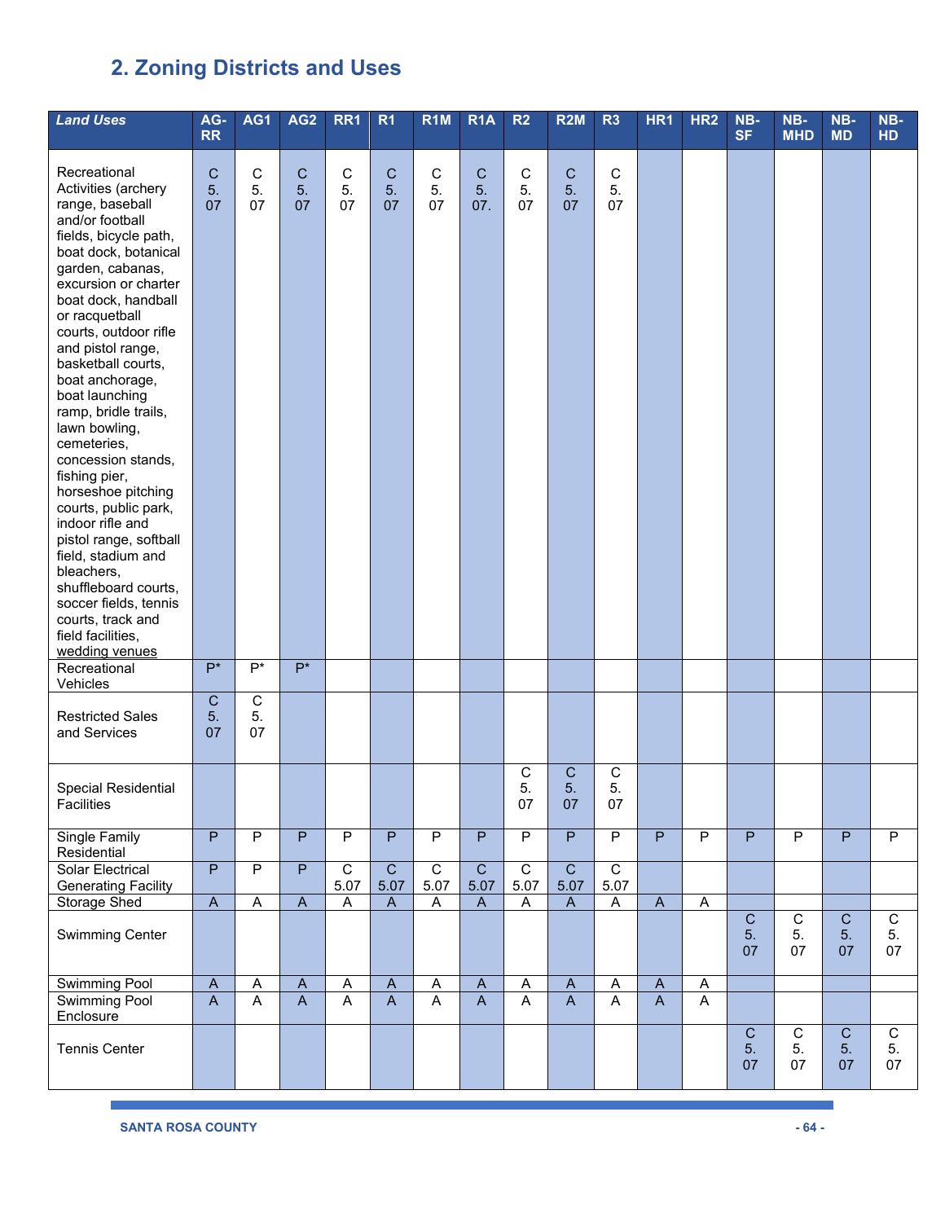# 2. Zoning Districts and Uses

| Land Uses | AG-RR | AG1 | AG2 | RR1 | R1 | R1M | R1A | R2 | R2M | R3 | HR1 | HR2 | NB-SF | NB-MHD | NB-MD | NB-HD |
|---|---|---|---|---|---|---|---|---|---|---|---|---|---|---|---|---|
| Recreational Activities (archery range, baseball and/or football fields, bicycle path, boat dock, botanical garden, cabanas, excursion or charter boat dock, handball or racquetball courts, outdoor rifle and pistol range, basketball courts, boat anchorage, boat launching ramp, bridle trails, lawn bowling, cemeteries, concession stands, fishing pier, horseshoe pitching courts, public park, indoor rifle and pistol range, softball field, stadium and bleachers, shuffleboard courts, soccer fields, tennis courts, track and field facilities, wedding venues | C 5.07 | C 5.07 | C 5.07 | C 5.07 | C 5.07 | C 5.07 | C 5.07. | C 5.07 | C 5.07 | C 5.07 | | | | | | |
| Recreational Vehicles | P* | P* | P* | | | | | | | | | | | | | |
| Restricted Sales and Services | C 5.07 | C 5.07 | | | | | | | | | | | | | | |
| Special Residential Facilities | | | | | | | | C 5.07 | C 5.07 | C 5.07 | | | | | | |
| Single Family Residential | P | P | P | P | P | P | P | P | P | P | P | P | P | P | P | P |
| Solar Electrical Generating Facility | P | P | P | C 5.07 | C 5.07 | C 5.07 | C 5.07 | C 5.07 | C 5.07 | C 5.07 | | | | | | |
| Storage Shed | A | A | A | A | A | A | A | A | A | A | A | A | | | | |
| Swimming Center | | | | | | | | | | | | | C 5.07 | C 5.07 | C 5.07 | C 5.07 |
| Swimming Pool | A | A | A | A | A | A | A | A | A | A | A | A | | | | |
| Swimming Pool Enclosure | A | A | A | A | A | A | A | A | A | A | A | A | | | | |
| Tennis Center | | | | | | | | | | | | | C 5.07 | C 5.07 | C 5.07 | C 5.07 |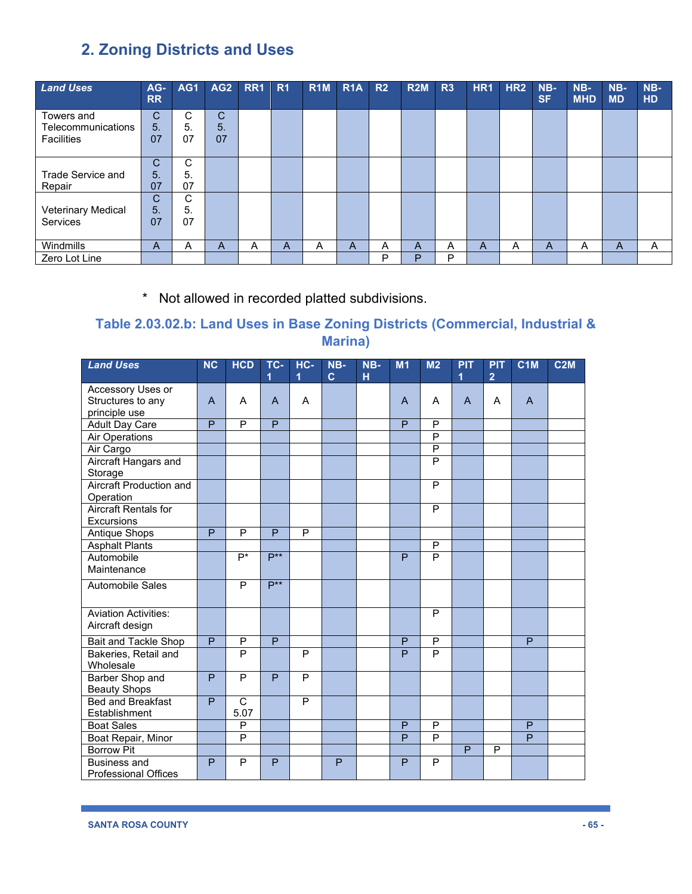## 2. Zoning Districts and Uses

| Land Uses | AG-RR | AG1 | AG2 | RR1 | R1 | R1M | R1A | R2 | R2M | R3 | HR1 | HR2 | NB-SF | NB-MHD | NB-MD | NB-HD |
|---|---|---|---|---|---|---|---|---|---|---|---|---|---|---|---|---|
| Towers and Telecommunications Facilities | C 5.07 | C 5.07 | C 5.07 | | | | | | | | | | | | | |
| Trade Service and Repair | C 5.07 | C 5.07 | | | | | | | | | | | | | | |
| Veterinary Medical Services | C 5.07 | C 5.07 | | | | | | | | | | | | | | |
| Windmills | A | A | A | A | A | A | A | A | A | A | A | A | A | A | A | A |
| Zero Lot Line | | | | | | | | P | P | P | | | | | | |

\* Not allowed in recorded platted subdivisions.

### Table 2.03.02.b: Land Uses in Base Zoning Districts (Commercial, Industrial & Marina)

| Land Uses | NC | HCD | TC-1 | HC-1 | NB-C | NB-H | M1 | M2 | PIT 1 | PIT 2 | C1M | C2M |
|---|---|---|---|---|---|---|---|---|---|---|---|---|
| Accessory Uses or Structures to any principle use | A | A | A | A | | | A | A | A | A | A | |
| Adult Day Care | P | P | P | | | | P | P | | | | |
| Air Operations | | | | | | | | P | | | | |
| Air Cargo | | | | | | | | P | | | | |
| Aircraft Hangars and Storage | | | | | | | | P | | | | |
| Aircraft Production and Operation | | | | | | | | P | | | | |
| Aircraft Rentals for Excursions | | | | | | | | P | | | | |
| Antique Shops | P | P | P | P | | | | | | | | |
| Asphalt Plants | | | | | | | | P | | | | |
| Automobile Maintenance | | P* | P** | | | | P | P | | | | |
| Automobile Sales | | P | P** | | | | | | | | | |
| Aviation Activities: Aircraft design | | | | | | | | P | | | | |
| Bait and Tackle Shop | P | P | P | | | | P | P | | | P | |
| Bakeries, Retail and Wholesale | | P | | P | | | P | P | | | | |
| Barber Shop and Beauty Shops | P | P | P | P | | | | | | | | |
| Bed and Breakfast Establishment | P | C 5.07 | | P | | | | | | | | |
| Boat Sales | | P | | | | | P | P | | | P | |
| Boat Repair, Minor | | P | | | | | P | P | | | P | |
| Borrow Pit | | | | | | | | | P | P | | |
| Business and Professional Offices | P | P | P | | P | | P | P | | | | |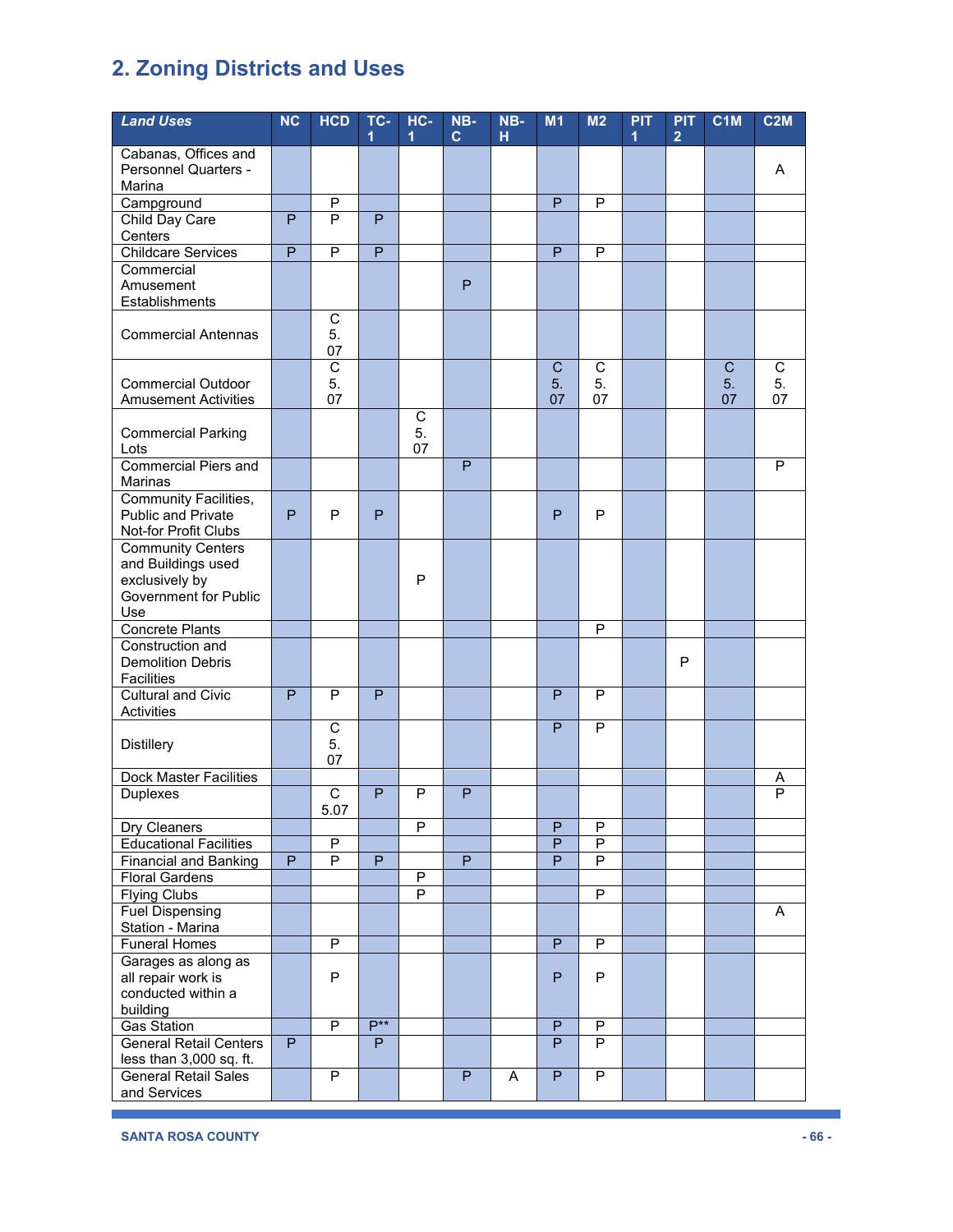## 2. Zoning Districts and Uses

| Land Uses | NC | HCD | TC-1 | HC-1 | NB-C | NB-H | M1 | M2 | PIT 1 | PIT 2 | C1M | C2M |
|---|---|---|---|---|---|---|---|---|---|---|---|---|
| Cabanas, Offices and Personnel Quarters - Marina | | | | | | | | | | | | A |
| Campground | | P | | | | | P | P | | | | |
| Child Day Care Centers | P | P | P | | | | | | | | | |
| Childcare Services | P | P | P | | | | P | P | | | | |
| Commercial Amusement Establishments | | | | | P | | | | | | | |
| Commercial Antennas | | C 5.07 | | | | | | | | | | |
| Commercial Outdoor Amusement Activities | | C 5.07 | | | | | C 5.07 | C 5.07 | | | C 5.07 | C 5.07 |
| Commercial Parking Lots | | | | C 5.07 | | | | | | | | |
| Commercial Piers and Marinas | | | | | P | | | | | | | P |
| Community Facilities, Public and Private Not-for Profit Clubs | P | P | P | | | | P | P | | | | |
| Community Centers and Buildings used exclusively by Government for Public Use | | | | P | | | | | | | | |
| Concrete Plants | | | | | | | | P | | | | |
| Construction and Demolition Debris Facilities | | | | | | | | | | P | | |
| Cultural and Civic Activities | P | P | P | | | | P | P | | | | |
| Distillery | | C 5.07 | | | | | P | P | | | | |
| Dock Master Facilities | | | | | | | | | | | | A |
| Duplexes | | C 5.07 | P | P | P | | | | | | | P |
| Dry Cleaners | | | | P | | | P | P | | | | |
| Educational Facilities | | P | | | | | P | P | | | | |
| Financial and Banking | P | P | P | | P | | P | P | | | | |
| Floral Gardens | | | | P | | | | | | | | |
| Flying Clubs | | | | P | | | | P | | | | |
| Fuel Dispensing Station - Marina | | | | | | | | | | | | A |
| Funeral Homes | | P | | | | | P | P | | | | |
| Garages as along as all repair work is conducted within a building | | P | | | | | P | P | | | | |
| Gas Station | | P | P** | | | | P | P | | | | |
| General Retail Centers less than 3,000 sq. ft. | P | | P | | | | P | P | | | | |
| General Retail Sales and Services | | P | | | P | A | P | P | | | | |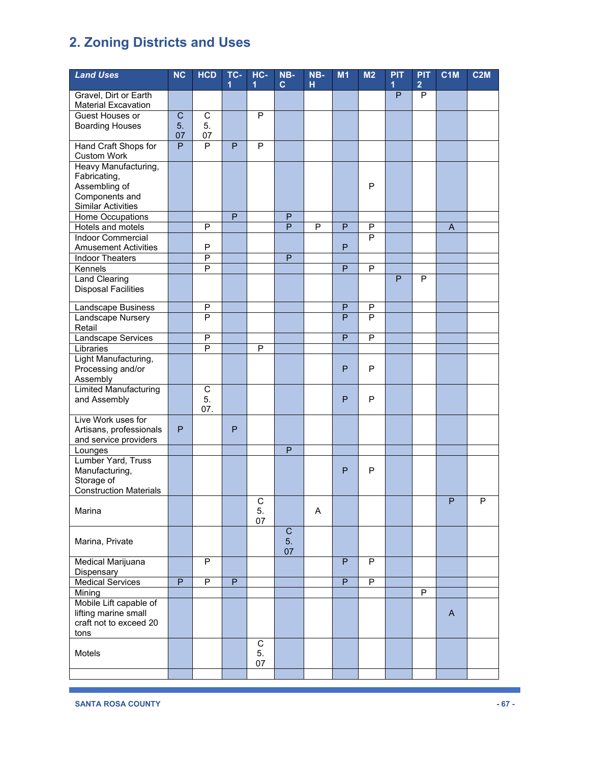## 2. Zoning Districts and Uses

| Land Uses | NC | HCD | TC-1 | HC-1 | NB-C | NB-H | M1 | M2 | PIT 1 | PIT 2 | C1M | C2M |
|---|---|---|---|---|---|---|---|---|---|---|---|---|
| Gravel, Dirt or Earth Material Excavation | | | | | | | | | P | P | | |
| Guest Houses or Boarding Houses | C 5.07 | C 5.07 | | P | | | | | | | | |
| Hand Craft Shops for Custom Work | P | P | P | P | | | | | | | | |
| Heavy Manufacturing, Fabricating, Assembling of Components and Similar Activities | | | | | | | | P | | | | |
| Home Occupations | | | P | | P | | | | | | | |
| Hotels and motels | | P | | | P | P | P | P | | | A | |
| Indoor Commercial Amusement Activities | | P | | | | | P | P | | | | |
| Indoor Theaters | | P | | | P | | | | | | | |
| Kennels | | P | | | | | P | P | | | | |
| Land Clearing Disposal Facilities | | | | | | | | | P | P | | |
| Landscape Business | | P | | | | | P | P | | | | |
| Landscape Nursery Retail | | P | | | | | P | P | | | | |
| Landscape Services | | P | | | | | P | P | | | | |
| Libraries | | P | | P | | | | | | | | |
| Light Manufacturing, Processing and/or Assembly | | | | | | | P | P | | | | |
| Limited Manufacturing and Assembly | | C 5.07. | | | | | P | P | | | | |
| Live Work uses for Artisans, professionals and service providers | P | | P | | | | | | | | | |
| Lounges | | | | | P | | | | | | | |
| Lumber Yard, Truss Manufacturing, Storage of Construction Materials | | | | | | | P | P | | | | |
| Marina | | | | C 5.07 | | A | | | | | P | P |
| Marina, Private | | | | | C 5.07 | | | | | | | |
| Medical Marijuana Dispensary | | P | | | | | P | P | | | | |
| Medical Services | P | P | P | | | | P | P | | | | |
| Mining | | | | | | | | | | P | | |
| Mobile Lift capable of lifting marine small craft not to exceed 20 tons | | | | | | | | | | | A | |
| Motels | | | | C 5.07 | | | | | | | | |
| | | | | | | | | | | | | |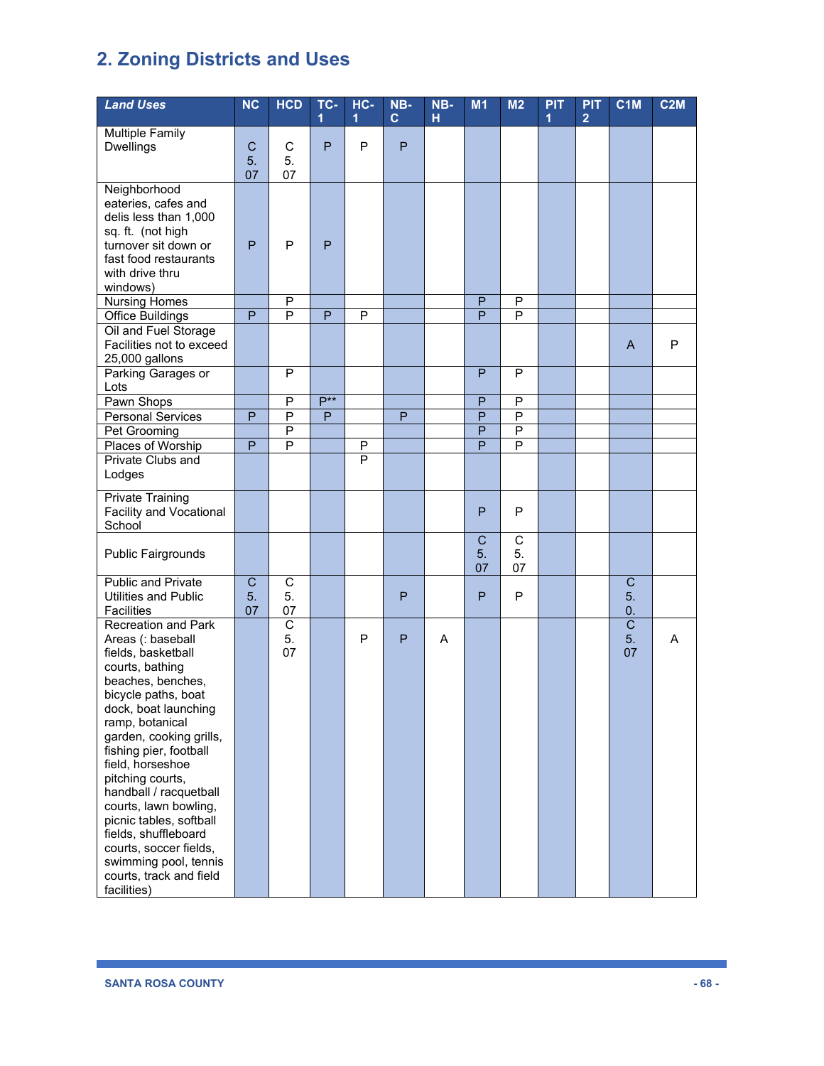## 2. Zoning Districts and Uses

| Land Uses | NC | HCD | TC-1 | HC-1 | NB-C | NB-H | M1 | M2 | PIT 1 | PIT 2 | C1M | C2M |
|---|---|---|---|---|---|---|---|---|---|---|---|---|
| Multiple Family Dwellings | C 5.07 | C 5.07 | P | P | P | | | | | | | |
| Neighborhood eateries, cafes and delis less than 1,000 sq. ft. (not high turnover sit down or fast food restaurants with drive thru windows) | P | P | P | | | | | | | | | |
| Nursing Homes | | P | | | | | P | P | | | | |
| Office Buildings | P | P | P | P | | | P | P | | | | |
| Oil and Fuel Storage Facilities not to exceed 25,000 gallons | | | | | | | | | | | A | P |
| Parking Garages or Lots | | P | | | | | P | P | | | | |
| Pawn Shops | | P | P** | | | | P | P | | | | |
| Personal Services | P | P | P | | P | | P | P | | | | |
| Pet Grooming | | P | | | | | P | P | | | | |
| Places of Worship | P | P | | P | | | P | P | | | | |
| Private Clubs and Lodges | | | | P | | | | | | | | |
| Private Training Facility and Vocational School | | | | | | | P | P | | | | |
| Public Fairgrounds | | | | | | | C 5.07 | C 5.07 | | | | |
| Public and Private Utilities and Public Facilities | C 5.07 | C 5.07 | | | P | | P | P | | | C 5.0. | |
| Recreation and Park Areas (: baseball fields, basketball courts, bathing beaches, benches, bicycle paths, boat dock, boat launching ramp, botanical garden, cooking grills, fishing pier, football field, horseshoe pitching courts, handball / racquetball courts, lawn bowling, picnic tables, softball fields, shuffleboard courts, soccer fields, swimming pool, tennis courts, track and field facilities) | | C 5.07 | | P | P | A | | | | | C 5.07 | A |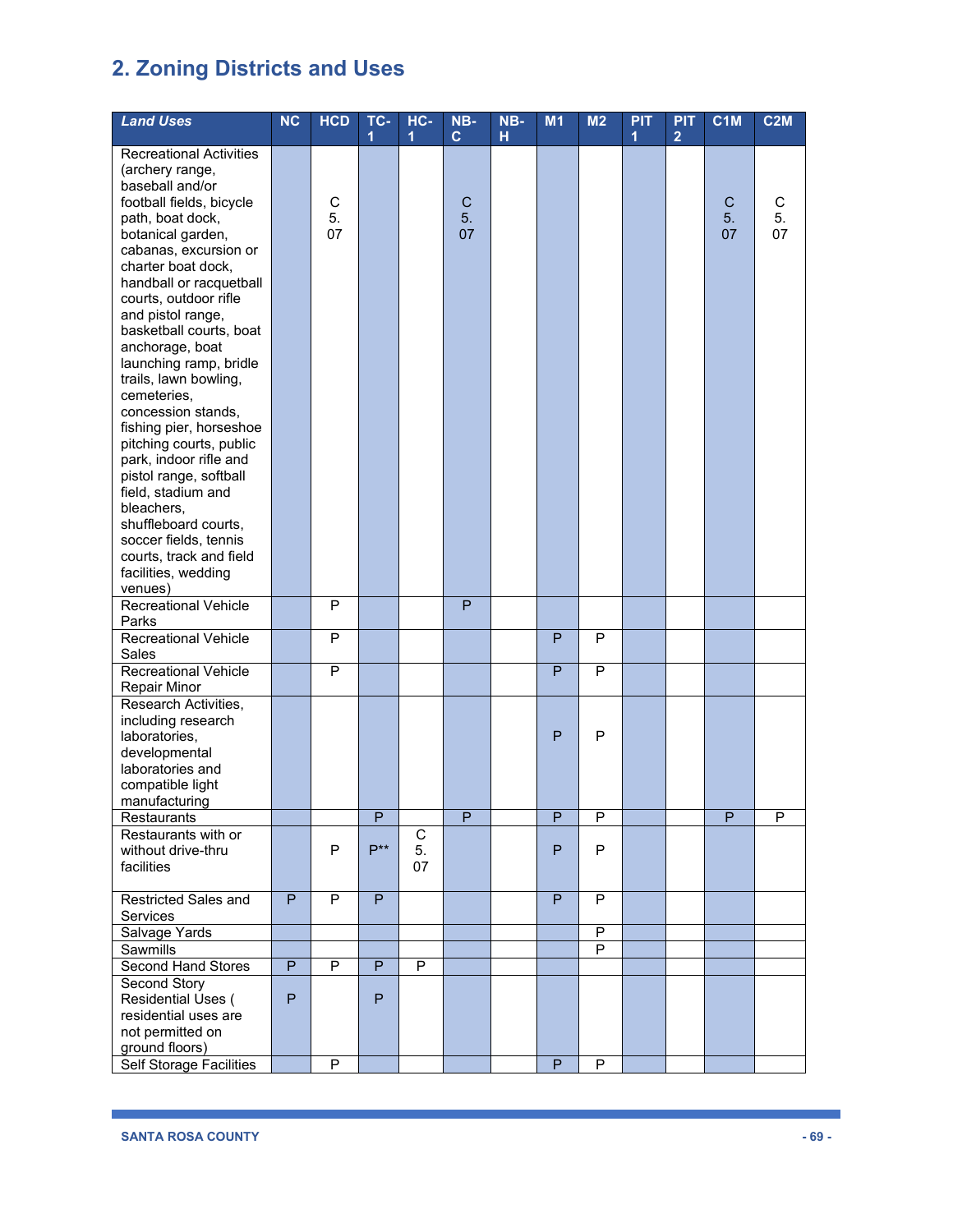## 2. Zoning Districts and Uses

| *Land Uses* | NC | HCD | TC-1 | HC-1 | NB-C | NB-H | M1 | M2 | PIT 1 | PIT 2 | C1M | C2M |
|---|---|---|---|---|---|---|---|---|---|---|---|---|
| Recreational Activities (archery range, baseball and/or football fields, bicycle path, boat dock, botanical garden, cabanas, excursion or charter boat dock, handball or racquetball courts, outdoor rifle and pistol range, basketball courts, boat anchorage, boat launching ramp, bridle trails, lawn bowling, cemeteries, concession stands, fishing pier, horseshoe pitching courts, public park, indoor rifle and pistol range, softball field, stadium and bleachers, shuffleboard courts, soccer fields, tennis courts, track and field facilities, wedding venues) | | C 5.07 | | | C 5.07 | | | | | | C 5.07 | C 5.07 |
| Recreational Vehicle Parks | | P | | | P | | | | | | | |
| Recreational Vehicle Sales | | P | | | | | P | P | | | | |
| Recreational Vehicle Repair Minor | | P | | | | | P | P | | | | |
| Research Activities, including research laboratories, developmental laboratories and compatible light manufacturing | | | | | | | P | P | | | | |
| Restaurants | | | P | | P | | P | P | | | P | P |
| Restaurants with or without drive-thru facilities | | P | P** | C 5.07 | | | P | P | | | | |
| Restricted Sales and Services | P | P | P | | | | P | P | | | | |
| Salvage Yards | | | | | | | | P | | | | |
| Sawmills | | | | | | | | P | | | | |
| Second Hand Stores | P | P | P | P | | | | | | | | |
| Second Story Residential Uses ( residential uses are not permitted on ground floors) | P | | P | | | | | | | | | |
| Self Storage Facilities | | P | | | | | P | P | | | | |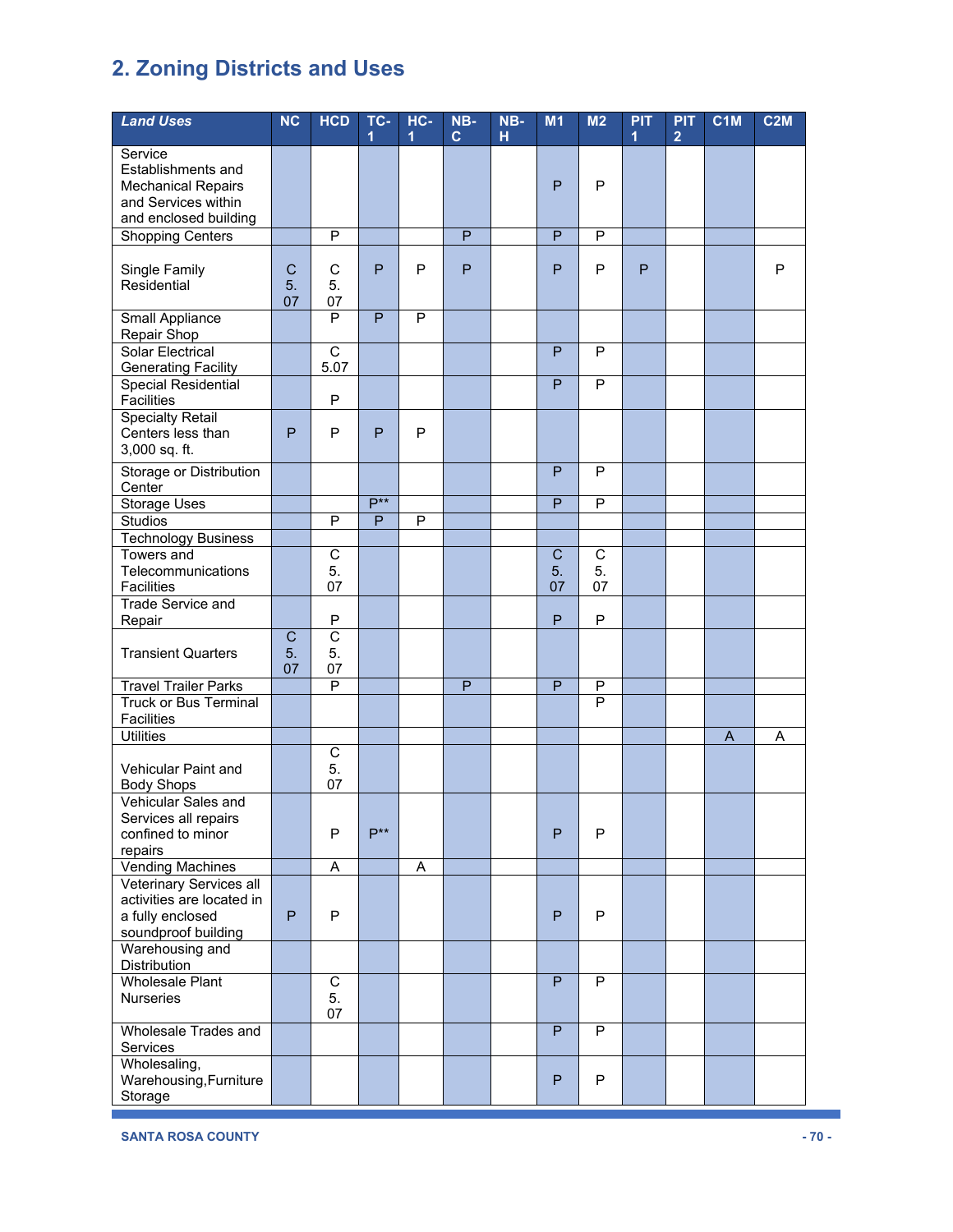## 2. Zoning Districts and Uses

| *Land Uses* | NC | HCD | TC-1 | HC-1 | NB-C | NB-H | M1 | M2 | PIT 1 | PIT 2 | C1M | C2M |
|---|---|---|---|---|---|---|---|---|---|---|---|---|
| Service Establishments and Mechanical Repairs and Services within and enclosed building | | | | | | | P | P | | | | |
| Shopping Centers | | P | | | P | | P | P | | | | |
| Single Family Residential | C 5.07 | C 5.07 | P | P | P | | P | P | P | | | P |
| Small Appliance Repair Shop | | P | P | P | | | | | | | | |
| Solar Electrical Generating Facility | | C 5.07 | | | | | P | P | | | | |
| Special Residential Facilities | | P | | | | | P | P | | | | |
| Specialty Retail Centers less than 3,000 sq. ft. | P | P | P | P | | | | | | | | |
| Storage or Distribution Center | | | | | | | P | P | | | | |
| Storage Uses | | | P** | | | | P | P | | | | |
| Studios | | P | P | P | | | | | | | | |
| Technology Business | | | | | | | | | | | | |
| Towers and Telecommunications Facilities | | C 5.07 | | | | | C 5.07 | C 5.07 | | | | |
| Trade Service and Repair | | P | | | | | P | P | | | | |
| Transient Quarters | C 5.07 | C 5.07 | | | | | | | | | | |
| Travel Trailer Parks | | P | | | P | | P | P | | | | |
| Truck or Bus Terminal Facilities | | | | | | | | P | | | | |
| Utilities | | | | | | | | | | | A | A |
| Vehicular Paint and Body Shops | | C 5.07 | | | | | | | | | | |
| Vehicular Sales and Services all repairs confined to minor repairs | | P | P** | | | | P | P | | | | |
| Vending Machines | | A | | A | | | | | | | | |
| Veterinary Services all activities are located in a fully enclosed soundproof building | P | P | | | | | P | P | | | | |
| Warehousing and Distribution | | | | | | | | | | | | |
| Wholesale Plant Nurseries | | C 5.07 | | | | | P | P | | | | |
| Wholesale Trades and Services | | | | | | | P | P | | | | |
| Wholesaling, Warehousing,Furniture Storage | | | | | | | P | P | | | | |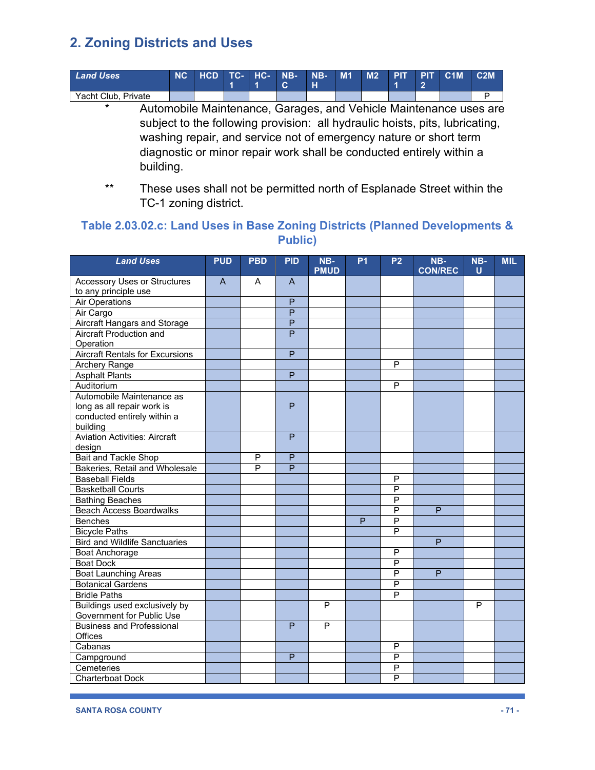## 2. Zoning Districts and Uses

| Land Uses | NC | HCD | TC-1 | HC-1 | NB-C | NB-H | M1 | M2 | PIT 1 | PIT 2 | C1M | C2M |
|---|---|---|---|---|---|---|---|---|---|---|---|---|
| Yacht Club, Private | | | | | | | | | | | | P |

\* Automobile Maintenance, Garages, and Vehicle Maintenance uses are subject to the following provision: all hydraulic hoists, pits, lubricating, washing repair, and service not of emergency nature or short term diagnostic or minor repair work shall be conducted entirely within a building.

\*\* These uses shall not be permitted north of Esplanade Street within the TC-1 zoning district.

### Table 2.03.02.c: Land Uses in Base Zoning Districts (Planned Developments & Public)

| Land Uses | PUD | PBD | PID | NB-PMUD | P1 | P2 | NB-CON/REC | NB-U | MIL |
|---|---|---|---|---|---|---|---|---|---|
| Accessory Uses or Structures to any principle use | A | A | A | | | | | | |
| Air Operations | | | P | | | | | | |
| Air Cargo | | | P | | | | | | |
| Aircraft Hangars and Storage | | | P | | | | | | |
| Aircraft Production and Operation | | | P | | | | | | |
| Aircraft Rentals for Excursions | | | P | | | | | | |
| Archery Range | | | | | | P | | | |
| Asphalt Plants | | | P | | | | | | |
| Auditorium | | | | | | P | | | |
| Automobile Maintenance as long as all repair work is conducted entirely within a building | | | P | | | | | | |
| Aviation Activities: Aircraft design | | | P | | | | | | |
| Bait and Tackle Shop | | P | P | | | | | | |
| Bakeries, Retail and Wholesale | | P | P | | | | | | |
| Baseball Fields | | | | | | P | | | |
| Basketball Courts | | | | | | P | | | |
| Bathing Beaches | | | | | | P | | | |
| Beach Access Boardwalks | | | | | | P | P | | |
| Benches | | | | | P | P | | | |
| Bicycle Paths | | | | | | P | | | |
| Bird and Wildlife Sanctuaries | | | | | | | P | | |
| Boat Anchorage | | | | | | P | | | |
| Boat Dock | | | | | | P | | | |
| Boat Launching Areas | | | | | | P | P | | |
| Botanical Gardens | | | | | | P | | | |
| Bridle Paths | | | | | | P | | | |
| Buildings used exclusively by Government for Public Use | | | | P | | | | P | |
| Business and Professional Offices | | | P | P | | | | | |
| Cabanas | | | | | | P | | | |
| Campground | | | P | | | P | | | |
| Cemeteries | | | | | | P | | | |
| Charterboat Dock | | | | | | P | | | |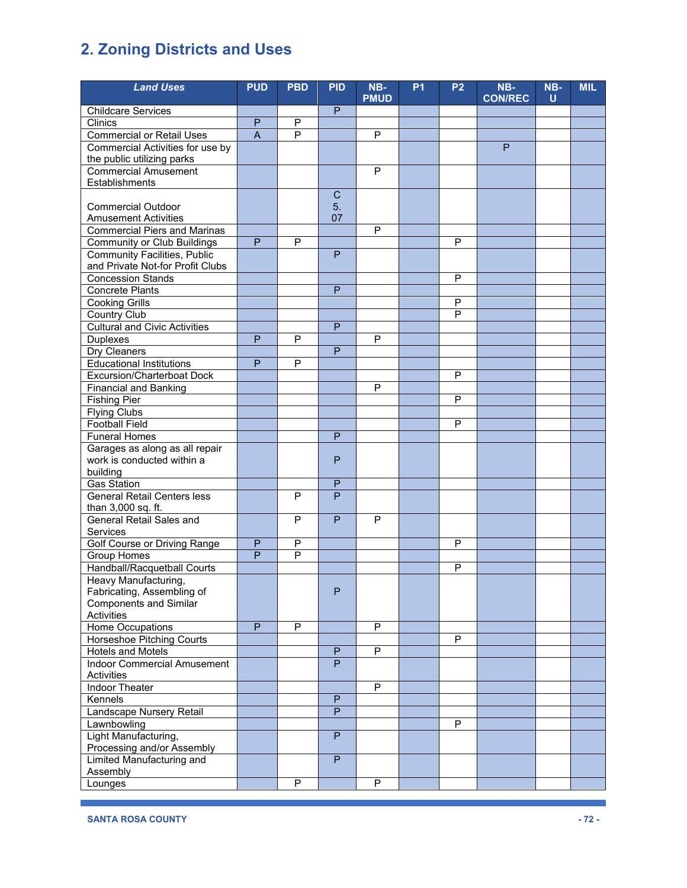# 2. Zoning Districts and Uses

| *Land Uses* | PUD | PBD | PID | NB-PMUD | P1 | P2 | NB-CON/REC | NB-U | MIL |
|---|---|---|---|---|---|---|---|---|---|
| Childcare Services | | | P | | | | | | |
| Clinics | P | P | | | | | | | |
| Commercial or Retail Uses | A | P | | P | | | | | |
| Commercial Activities for use by the public utilizing parks | | | | | | | P | | |
| Commercial Amusement Establishments | | | | P | | | | | |
| Commercial Outdoor Amusement Activities | | | C 5. 07 | | | | | | |
| Commercial Piers and Marinas | | | | P | | | | | |
| Community or Club Buildings | P | P | | | | P | | | |
| Community Facilities, Public and Private Not-for Profit Clubs | | | P | | | | | | |
| Concession Stands | | | | | | P | | | |
| Concrete Plants | | | P | | | | | | |
| Cooking Grills | | | | | | P | | | |
| Country Club | | | | | | P | | | |
| Cultural and Civic Activities | | | P | | | | | | |
| Duplexes | P | P | | P | | | | | |
| Dry Cleaners | | | P | | | | | | |
| Educational Institutions | P | P | | | | | | | |
| Excursion/Charterboat Dock | | | | | | P | | | |
| Financial and Banking | | | | P | | | | | |
| Fishing Pier | | | | | | P | | | |
| Flying Clubs | | | | | | | | | |
| Football Field | | | | | | P | | | |
| Funeral Homes | | | P | | | | | | |
| Garages as along as all repair work is conducted within a building | | | P | | | | | | |
| Gas Station | | | P | | | | | | |
| General Retail Centers less than 3,000 sq. ft. | | P | P | | | | | | |
| General Retail Sales and Services | | P | P | P | | | | | |
| Golf Course or Driving Range | P | P | | | | P | | | |
| Group Homes | P | P | | | | | | | |
| Handball/Racquetball Courts | | | | | | P | | | |
| Heavy Manufacturing, Fabricating, Assembling of Components and Similar Activities | | | P | | | | | | |
| Home Occupations | P | P | | P | | | | | |
| Horseshoe Pitching Courts | | | | | | P | | | |
| Hotels and Motels | | | P | P | | | | | |
| Indoor Commercial Amusement Activities | | | P | | | | | | |
| Indoor Theater | | | | P | | | | | |
| Kennels | | | P | | | | | | |
| Landscape Nursery Retail | | | P | | | | | | |
| Lawnbowling | | | | | | P | | | |
| Light Manufacturing, Processing and/or Assembly | | | P | | | | | | |
| Limited Manufacturing and Assembly | | | P | | | | | | |
| Lounges | | P | | P | | | | | |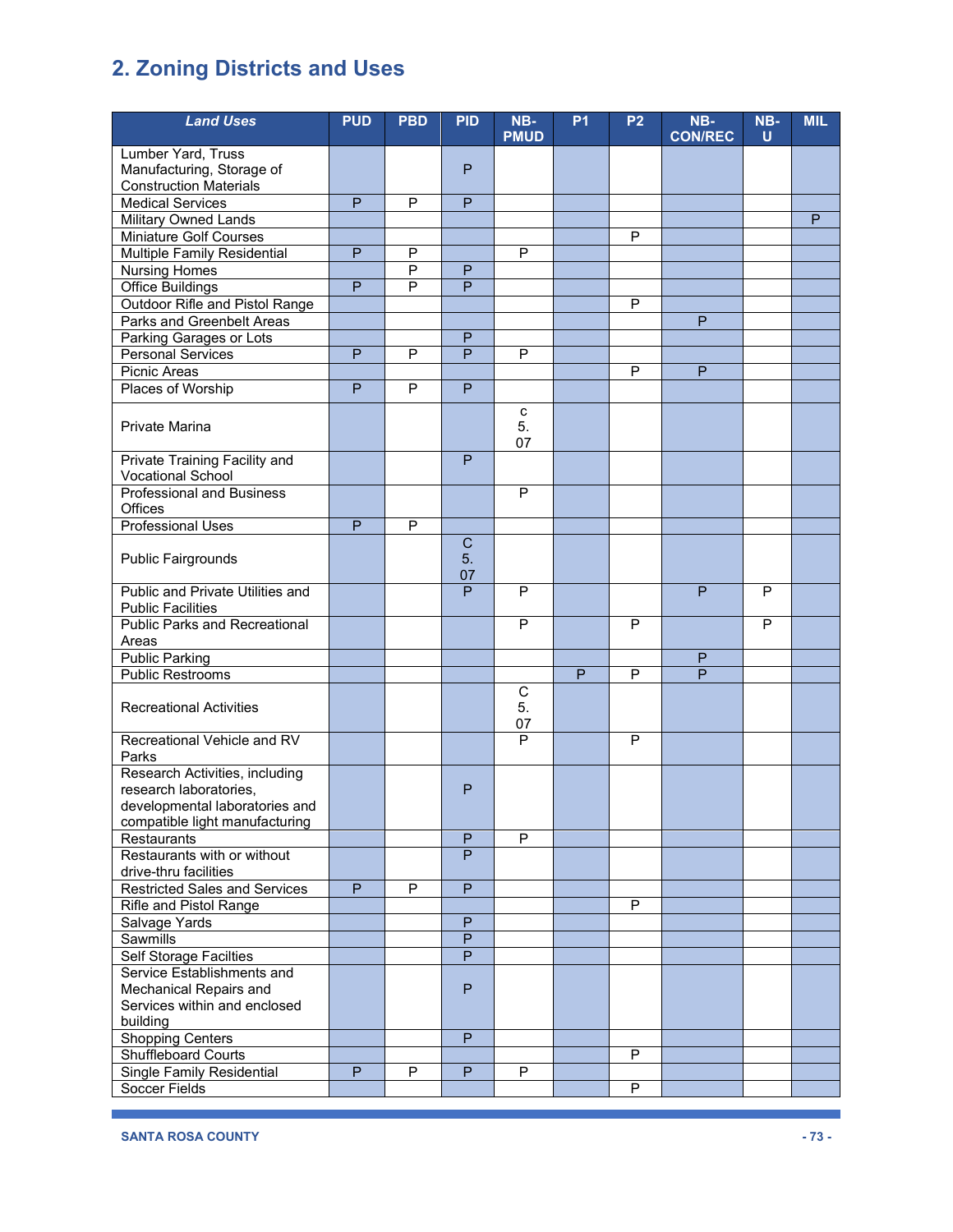# 2. Zoning Districts and Uses

| Land Uses | PUD | PBD | PID | NB-PMUD | P1 | P2 | NB-CON/REC | NB-U | MIL |
|---|---|---|---|---|---|---|---|---|---|
| Lumber Yard, Truss Manufacturing, Storage of Construction Materials | | | P | | | | | | |
| Medical Services | P | P | P | | | | | | |
| Military Owned Lands | | | | | | | | | P |
| Miniature Golf Courses | | | | | | P | | | |
| Multiple Family Residential | P | P | | P | | | | | |
| Nursing Homes | | P | P | | | | | | |
| Office Buildings | P | P | P | | | | | | |
| Outdoor Rifle and Pistol Range | | | | | | P | | | |
| Parks and Greenbelt Areas | | | | | | | P | | |
| Parking Garages or Lots | | | P | | | | | | |
| Personal Services | P | P | P | P | | | | | |
| Picnic Areas | | | | | | P | P | | |
| Places of Worship | P | P | P | | | | | | |
| Private Marina | | | | c 5. 07 | | | | | |
| Private Training Facility and Vocational School | | | P | | | | | | |
| Professional and Business Offices | | | | P | | | | | |
| Professional Uses | P | P | | | | | | | |
| Public Fairgrounds | | | C 5. 07 | | | | | | |
| Public and Private Utilities and Public Facilities | | | P | P | | | P | P | |
| Public Parks and Recreational Areas | | | | P | | P | | P | |
| Public Parking | | | | | | | P | | |
| Public Restrooms | | | | | P | P | P | | |
| Recreational Activities | | | | C 5. 07 | | | | | |
| Recreational Vehicle and RV Parks | | | | P | | P | | | |
| Research Activities, including research laboratories, developmental laboratories and compatible light manufacturing | | | P | | | | | | |
| Restaurants | | | P | P | | | | | |
| Restaurants with or without drive-thru facilities | | | P | | | | | | |
| Restricted Sales and Services | P | P | P | | | | | | |
| Rifle and Pistol Range | | | | | | P | | | |
| Salvage Yards | | | P | | | | | | |
| Sawmills | | | P | | | | | | |
| Self Storage Facilties | | | P | | | | | | |
| Service Establishments and Mechanical Repairs and Services within and enclosed building | | | P | | | | | | |
| Shopping Centers | | | P | | | | | | |
| Shuffleboard Courts | | | | | | P | | | |
| Single Family Residential | P | P | P | P | | | | | |
| Soccer Fields | | | | | | P | | | |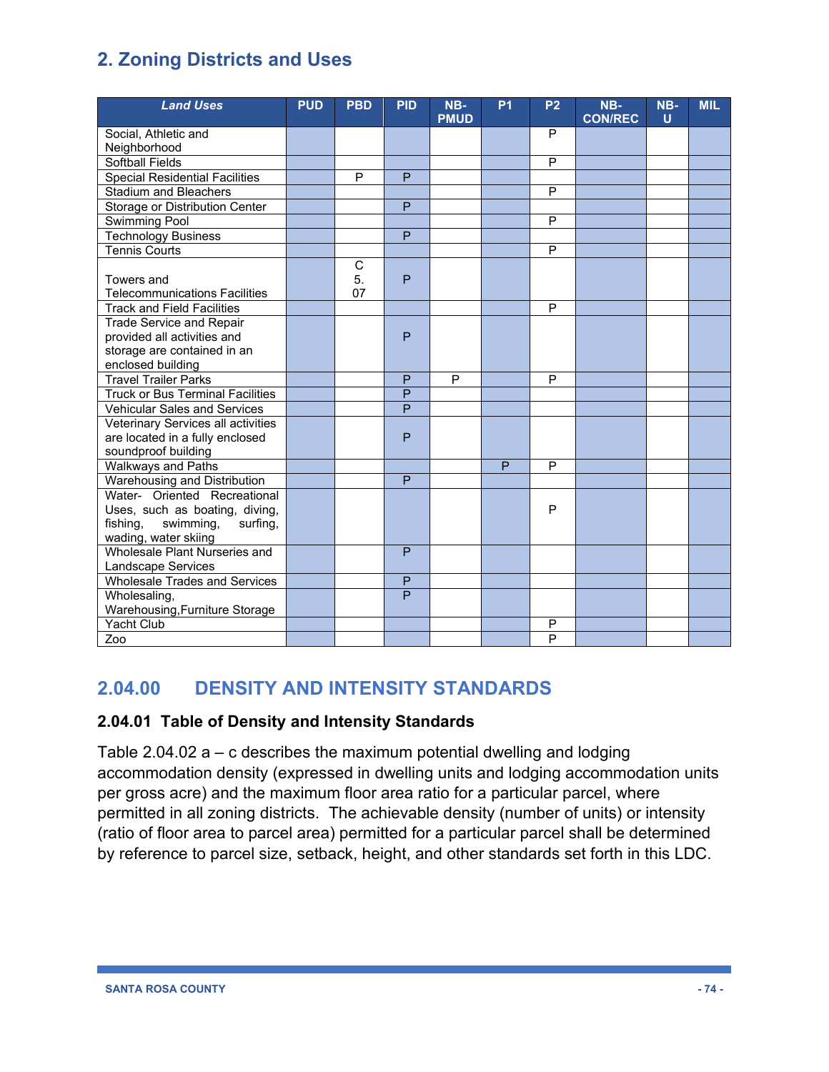## 2. Zoning Districts and Uses

| *Land Uses* | PUD | PBD | PID | NB-PMUD | P1 | P2 | NB-CON/REC | NB-U | MIL |
|---|---|---|---|---|---|---|---|---|---|
| Social, Athletic and Neighborhood | | | | | | P | | | |
| Softball Fields | | | | | | P | | | |
| Special Residential Facilities | | P | P | | | | | | |
| Stadium and Bleachers | | | | | | P | | | |
| Storage or Distribution Center | | | P | | | | | | |
| Swimming Pool | | | | | | P | | | |
| Technology Business | | | P | | | | | | |
| Tennis Courts | | | | | | P | | | |
| Towers and Telecommunications Facilities | | C 5. 07 | P | | | | | | |
| Track and Field Facilities | | | | | | P | | | |
| Trade Service and Repair provided all activities and storage are contained in an enclosed building | | | P | | | | | | |
| Travel Trailer Parks | | | P | P | | P | | | |
| Truck or Bus Terminal Facilities | | | P | | | | | | |
| Vehicular Sales and Services | | | P | | | | | | |
| Veterinary Services all activities are located in a fully enclosed soundproof building | | | P | | | | | | |
| Walkways and Paths | | | | | P | P | | | |
| Warehousing and Distribution | | | P | | | | | | |
| Water- Oriented Recreational Uses, such as boating, diving, fishing, swimming, surfing, wading, water skiing | | | | | | P | | | |
| Wholesale Plant Nurseries and Landscape Services | | | P | | | | | | |
| Wholesale Trades and Services | | | P | | | | | | |
| Wholesaling, Warehousing,Furniture Storage | | | P | | | | | | |
| Yacht Club | | | | | | P | | | |
| Zoo | | | | | | P | | | |

## 2.04.00 DENSITY AND INTENSITY STANDARDS

### 2.04.01 Table of Density and Intensity Standards

Table 2.04.02 a – c describes the maximum potential dwelling and lodging accommodation density (expressed in dwelling units and lodging accommodation units per gross acre) and the maximum floor area ratio for a particular parcel, where permitted in all zoning districts. The achievable density (number of units) or intensity (ratio of floor area to parcel area) permitted for a particular parcel shall be determined by reference to parcel size, setback, height, and other standards set forth in this LDC.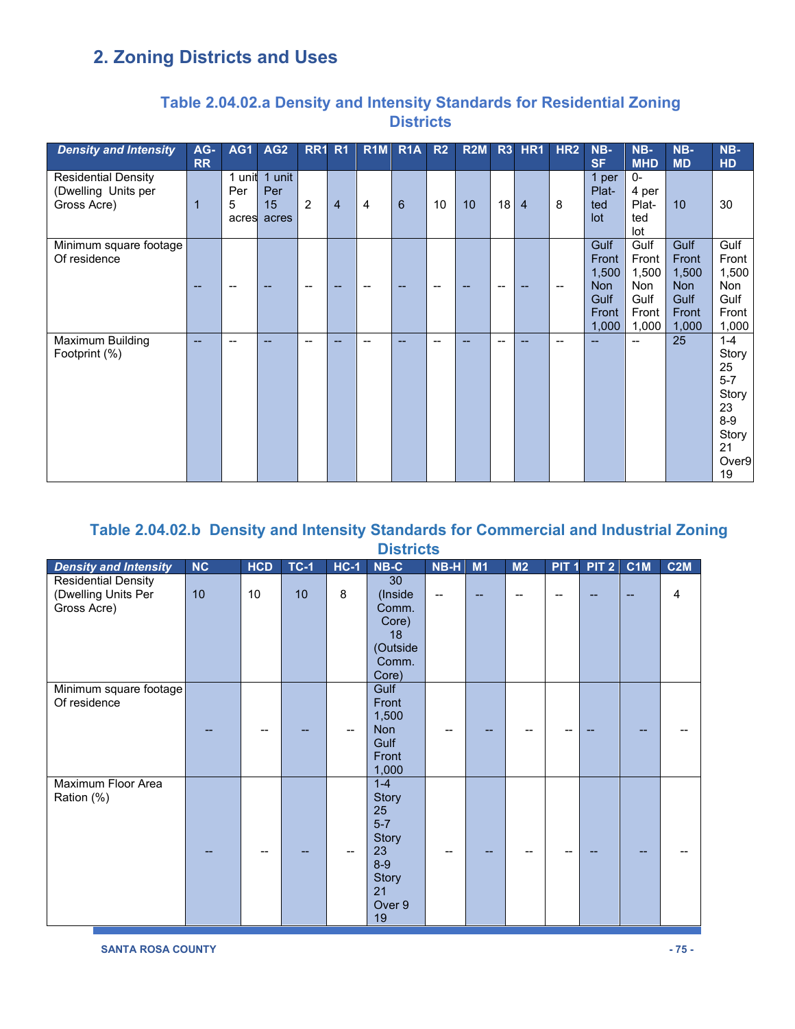# 2. Zoning Districts and Uses

### Table 2.04.02.a Density and Intensity Standards for Residential Zoning Districts

| *Density and Intensity* | AG-RR | AG1 | AG2 | RR1 | R1 | R1M | R1A | R2 | R2M | R3 | HR1 | HR2 | NB-SF | NB-MHD | NB-MD | NB-HD |
|---|---|---|---|---|---|---|---|---|---|---|---|---|---|---|---|---|
| Residential Density (Dwelling Units per Gross Acre) | 1 | 1 unit Per 5 acres | 1 unit Per 15 acres | 2 | 4 | 4 | 6 | 10 | 10 | 18 | 4 | 8 | 1 per Plat-ted lot | 0-4 per Plat-ted lot | 10 | 30 |
| Minimum square footage Of residence | -- | -- | -- | -- | -- | -- | -- | -- | -- | -- | -- | -- | Gulf Front 1,500 Non Gulf Front 1,000 | Gulf Front 1,500 Non Gulf Front 1,000 | Gulf Front 1,500 Non Gulf Front 1,000 | Gulf Front 1,500 Non Gulf Front 1,000 |
| Maximum Building Footprint (%) | -- | -- | -- | -- | -- | -- | -- | -- | -- | -- | -- | -- | -- | -- | 25 | 1-4 Story 25 5-7 Story 23 8-9 Story 21 Over9 19 |

### Table 2.04.02.b Density and Intensity Standards for Commercial and Industrial Zoning Districts

| *Density and Intensity* | NC | HCD | TC-1 | HC-1 | NB-C | NB-H | M1 | M2 | PIT 1 | PIT 2 | C1M | C2M |
|---|---|---|---|---|---|---|---|---|---|---|---|---|
| Residential Density (Dwelling Units Per Gross Acre) | 10 | 10 | 10 | 8 | 30 (Inside Comm. Core) 18 (Outside Comm. Core) | -- | -- | -- | -- | -- | -- | 4 |
| Minimum square footage Of residence | -- | -- | -- | -- | Gulf Front 1,500 Non Gulf Front 1,000 | -- | -- | -- | -- | -- | -- | -- |
| Maximum Floor Area Ration (%) | -- | -- | -- | -- | 1-4 Story 25 5-7 Story 23 8-9 Story 21 Over 9 19 | -- | -- | -- | -- | -- | -- | -- |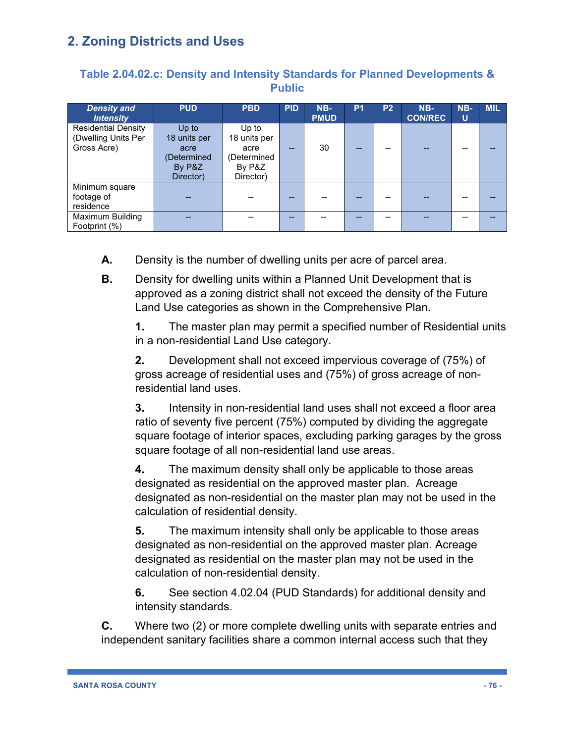## 2. Zoning Districts and Uses

### Table 2.04.02.c: Density and Intensity Standards for Planned Developments & Public

| *Density and Intensity* | PUD | PBD | PID | NB-PMUD | P1 | P2 | NB-CON/REC | NB-U | MIL |
|---|---|---|---|---|---|---|---|---|---|
| Residential Density (Dwelling Units Per Gross Acre) | Up to 18 units per acre (Determined By P&Z Director) | Up to 18 units per acre (Determined By P&Z Director) | -- | 30 | -- | -- | -- | -- | -- |
| Minimum square footage of residence | -- | -- | -- | -- | -- | -- | -- | -- | -- |
| Maximum Building Footprint (%) | -- | -- | -- | -- | -- | -- | -- | -- | -- |

**A.** Density is the number of dwelling units per acre of parcel area.

**B.** Density for dwelling units within a Planned Unit Development that is approved as a zoning district shall not exceed the density of the Future Land Use categories as shown in the Comprehensive Plan.

**1.** The master plan may permit a specified number of Residential units in a non-residential Land Use category.

**2.** Development shall not exceed impervious coverage of (75%) of gross acreage of residential uses and (75%) of gross acreage of non-residential land uses.

**3.** Intensity in non-residential land uses shall not exceed a floor area ratio of seventy five percent (75%) computed by dividing the aggregate square footage of interior spaces, excluding parking garages by the gross square footage of all non-residential land use areas.

**4.** The maximum density shall only be applicable to those areas designated as residential on the approved master plan. Acreage designated as non-residential on the master plan may not be used in the calculation of residential density.

**5.** The maximum intensity shall only be applicable to those areas designated as non-residential on the approved master plan. Acreage designated as residential on the master plan may not be used in the calculation of non-residential density.

**6.** See section 4.02.04 (PUD Standards) for additional density and intensity standards.

**C.** Where two (2) or more complete dwelling units with separate entries and independent sanitary facilities share a common internal access such that they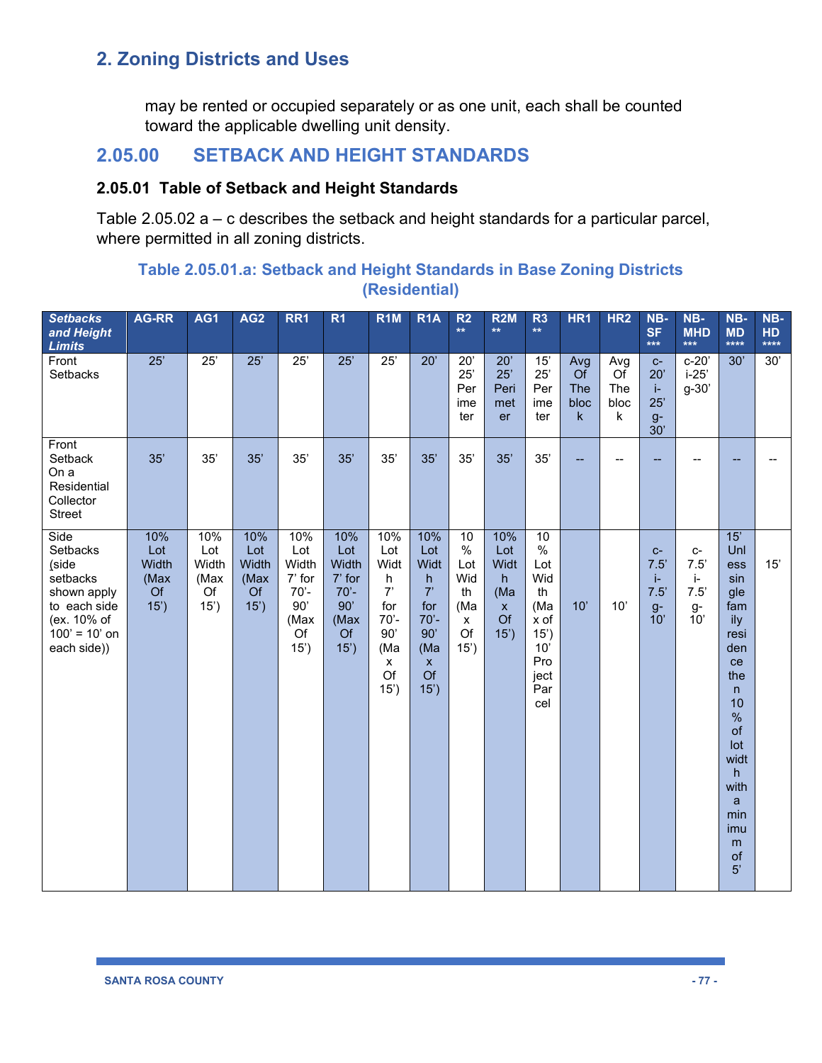## 2. Zoning Districts and Uses

may be rented or occupied separately or as one unit, each shall be counted toward the applicable dwelling unit density.

## 2.05.00 SETBACK AND HEIGHT STANDARDS

### 2.05.01 Table of Setback and Height Standards

Table 2.05.02 a – c describes the setback and height standards for a particular parcel, where permitted in all zoning districts.

**Table 2.05.01.a: Setback and Height Standards in Base Zoning Districts (Residential)**

| *Setbacks and Height Limits* | AG-RR | AG1 | AG2 | RR1 | R1 | R1M | R1A | R2 ** | R2M ** | R3 ** | HR1 | HR2 | NB-SF *** | NB-MHD *** | NB-MD **** | NB-HD **** |
|---|---|---|---|---|---|---|---|---|---|---|---|---|---|---|---|---|
| Front Setbacks | 25' | 25' | 25' | 25' | 25' | 25' | 20' | 20' 25' Perimeter | 20' 25' Perimeter | 15' 25' Perimeter | Avg Of The block | Avg Of The block | c-20' i-25' g-30' | c-20' i-25' g-30' | 30' | 30' |
| Front Setback On a Residential Collector Street | 35' | 35' | 35' | 35' | 35' | 35' | 35' | 35' | 35' | 35' | -- | -- | -- | -- | -- | -- |
| Side Setbacks (side setbacks shown apply to each side (ex. 10% of 100' = 10' on each side)) | 10% Lot Width (Max Of 15') | 10% Lot Width (Max Of 15') | 10% Lot Width (Max Of 15') | 10% Lot Width 7' for 70'-90' (Max Of 15') | 10% Lot Width 7' for 70'-90' (Max Of 15') | 10% Lot Width 7' for 70'-90' (Max Of 15') | 10% Lot Width 7' for 70'-90' (Max Of 15') | 10 % Lot Width (Max Of 15') | 10% Lot Width (Max Of 15') | 10 % Lot Width (Max of 15') 10' Project Parcel | 10' | 10' | c-7.5' i-7.5' g-10' | c-7.5' i-7.5' g-10' | 15' Unless single family residence then 10 % of lot width with a minimum of 5' | 15' |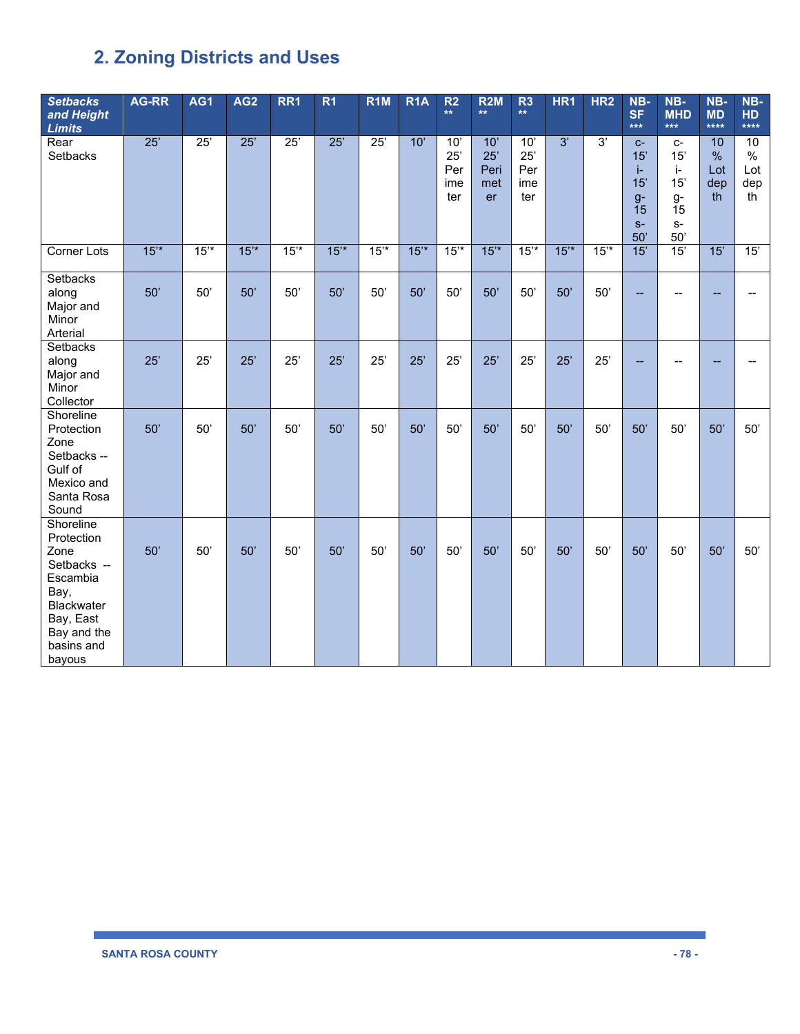## 2. Zoning Districts and Uses

| *Setbacks and Height Limits* | AG-RR | AG1 | AG2 | RR1 | R1 | R1M | R1A | R2 ** | R2M ** | R3 ** | HR1 | HR2 | NB-SF *** | NB-MHD *** | NB-MD **** | NB-HD **** |
|---|---|---|---|---|---|---|---|---|---|---|---|---|---|---|---|---|
| Rear Setbacks | 25’ | 25’ | 25’ | 25’ | 25’ | 25’ | 10’ | 10’ 25’ Perimeter | 10’ 25’ Perimeter | 10’ 25’ Perimeter | 3’ | 3’ | c-15’ i-15’ g-15 s-50’ | c-15’ i-15’ g-15 s-50’ | 10 % Lot depth | 10 % Lot depth |
| Corner Lots | 15’* | 15’* | 15’* | 15’* | 15’* | 15’* | 15’* | 15’* | 15’* | 15’* | 15’* | 15’* | 15’ | 15’ | 15’ | 15’ |
| Setbacks along Major and Minor Arterial | 50’ | 50’ | 50’ | 50’ | 50’ | 50’ | 50’ | 50’ | 50’ | 50’ | 50’ | 50’ | -- | -- | -- | -- |
| Setbacks along Major and Minor Collector | 25’ | 25’ | 25’ | 25’ | 25’ | 25’ | 25’ | 25’ | 25’ | 25’ | 25’ | 25’ | -- | -- | -- | -- |
| Shoreline Protection Zone Setbacks -- Gulf of Mexico and Santa Rosa Sound | 50’ | 50’ | 50’ | 50’ | 50’ | 50’ | 50’ | 50’ | 50’ | 50’ | 50’ | 50’ | 50’ | 50’ | 50’ | 50’ |
| Shoreline Protection Zone Setbacks -- Escambia Bay, Blackwater Bay, East Bay and the basins and bayous | 50’ | 50’ | 50’ | 50’ | 50’ | 50’ | 50’ | 50’ | 50’ | 50’ | 50’ | 50’ | 50’ | 50’ | 50’ | 50’ |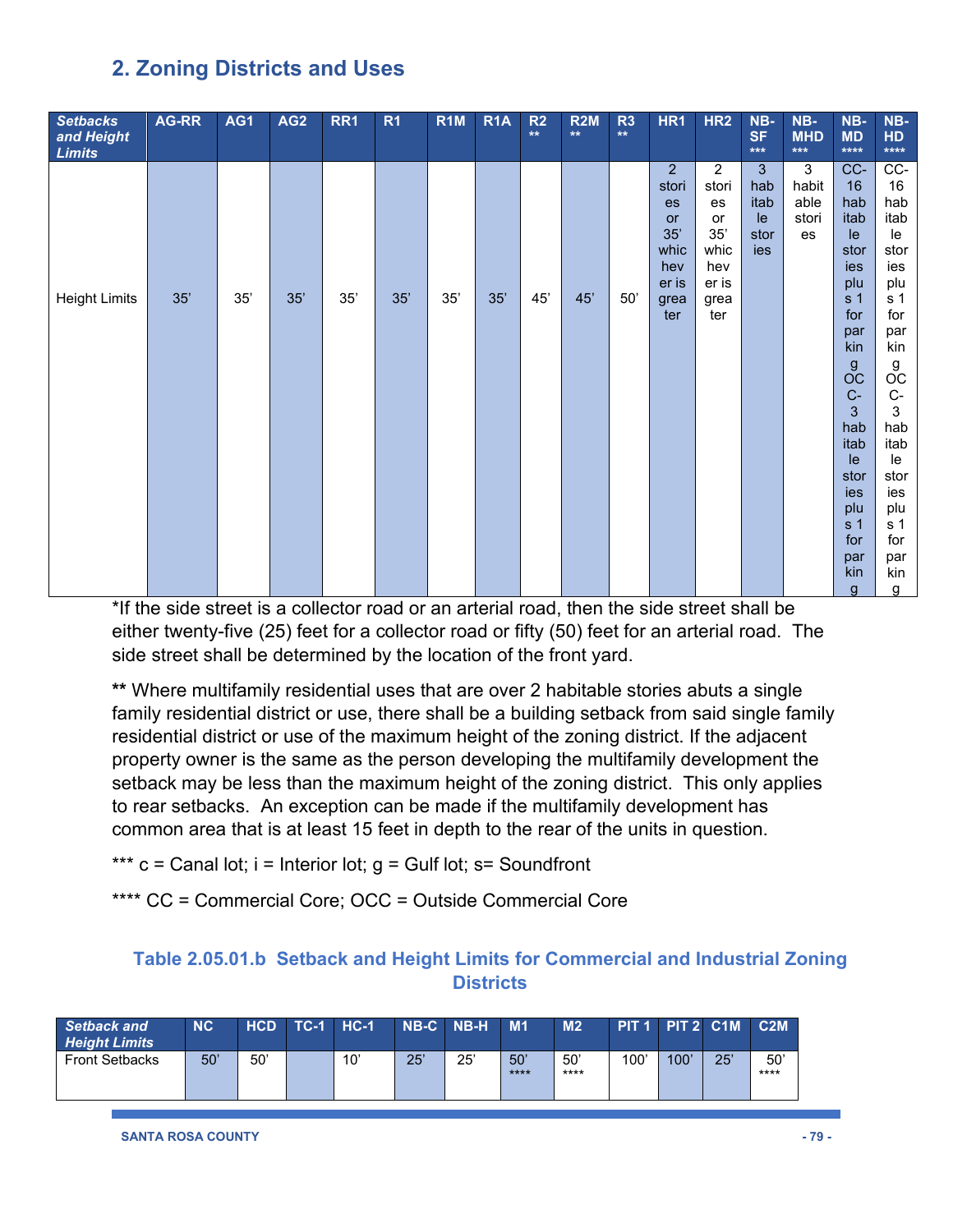## 2. Zoning Districts and Uses

| *Setbacks and Height Limits* | AG-RR | AG1 | AG2 | RR1 | R1 | R1M | R1A | R2 ** | R2M ** | R3 ** | HR1 | HR2 | NB-SF *** | NB-MHD *** | NB-MD **** | NB-HD **** |
|---|---|---|---|---|---|---|---|---|---|---|---|---|---|---|---|---|
| Height Limits | 35’ | 35’ | 35’ | 35’ | 35’ | 35’ | 35’ | 45’ | 45’ | 50’ | 2 stories or 35’ whichever is greater | 2 stories or 35’ whichever is greater | 3 habitable stories | 3 habitable stories | CC-16 habitable stories plus 1 for parking OCC-3 habitable stories plus 1 for parking | CC-16 habitable stories plus 1 for parking OCC-3 habitable stories plus 1 for parking |

*If the side street is a collector road or an arterial road, then the side street shall be either twenty-five (25) feet for a collector road or fifty (50) feet for an arterial road. The side street shall be determined by the location of the front yard.

**\*\*** Where multifamily residential uses that are over 2 habitable stories abuts a single family residential district or use, there shall be a building setback from said single family residential district or use of the maximum height of the zoning district. If the adjacent property owner is the same as the person developing the multifamily development the setback may be less than the maximum height of the zoning district. This only applies to rear setbacks. An exception can be made if the multifamily development has common area that is at least 15 feet in depth to the rear of the units in question.

*** c = Canal lot; i = Interior lot; g = Gulf lot; s= Soundfront

**** CC = Commercial Core; OCC = Outside Commercial Core

### Table 2.05.01.b Setback and Height Limits for Commercial and Industrial Zoning Districts

| *Setback and Height Limits* | NC | HCD | TC-1 | HC-1 | NB-C | NB-H | M1 | M2 | PIT 1 | PIT 2 | C1M | C2M |
|---|---|---|---|---|---|---|---|---|---|---|---|---|
| Front Setbacks | 50’ | 50’ | | 10’ | 25’ | 25’ | 50’ **** | 50’ **** | 100’ | 100’ | 25’ | 50’ **** |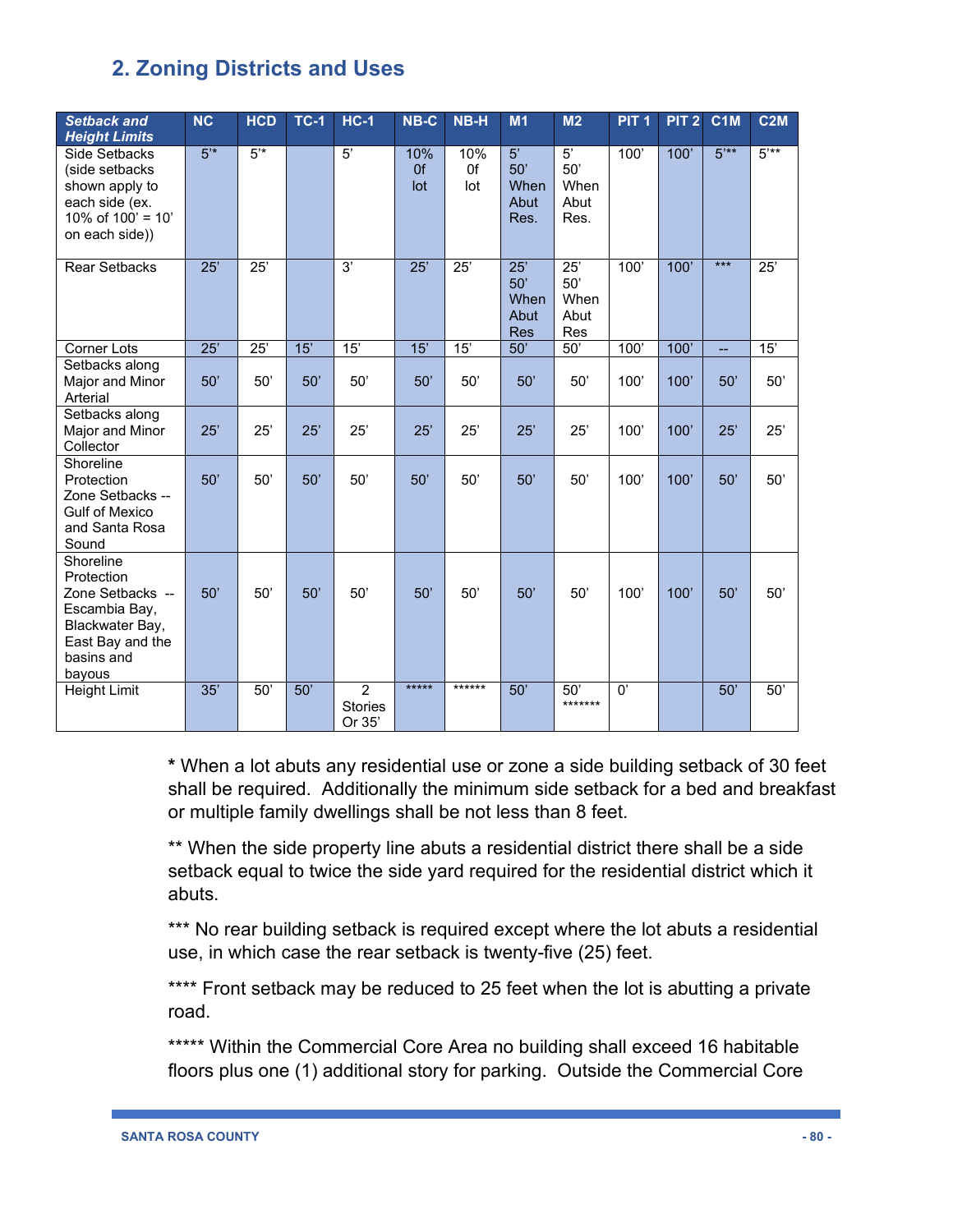## 2. Zoning Districts and Uses

| *Setback and Height Limits* | NC | HCD | TC-1 | HC-1 | NB-C | NB-H | M1 | M2 | PIT 1 | PIT 2 | C1M | C2M |
|---|---|---|---|---|---|---|---|---|---|---|---|---|
| Side Setbacks (side setbacks shown apply to each side (ex. 10% of 100' = 10' on each side)) | 5'* | 5'* | | 5' | 10% 0f lot | 10% 0f lot | 5' 50' When Abut Res. | 5' 50' When Abut Res. | 100' | 100' | 5'** | 5'** |
| Rear Setbacks | 25' | 25' | | 3' | 25' | 25' | 25' 50' When Abut Res | 25' 50' When Abut Res | 100' | 100' | *** | 25' |
| Corner Lots | 25' | 25' | 15' | 15' | 15' | 15' | 50' | 50' | 100' | 100' | -- | 15' |
| Setbacks along Major and Minor Arterial | 50' | 50' | 50' | 50' | 50' | 50' | 50' | 50' | 100' | 100' | 50' | 50' |
| Setbacks along Major and Minor Collector | 25' | 25' | 25' | 25' | 25' | 25' | 25' | 25' | 100' | 100' | 25' | 25' |
| Shoreline Protection Zone Setbacks -- Gulf of Mexico and Santa Rosa Sound | 50' | 50' | 50' | 50' | 50' | 50' | 50' | 50' | 100' | 100' | 50' | 50' |
| Shoreline Protection Zone Setbacks -- Escambia Bay, Blackwater Bay, East Bay and the basins and bayous | 50' | 50' | 50' | 50' | 50' | 50' | 50' | 50' | 100' | 100' | 50' | 50' |
| Height Limit | 35' | 50' | 50' | 2 Stories Or 35' | ***** | ****** | 50' | 50' ******* | 0' | | 50' | 50' |

* When a lot abuts any residential use or zone a side building setback of 30 feet shall be required. Additionally the minimum side setback for a bed and breakfast or multiple family dwellings shall be not less than 8 feet.

** When the side property line abuts a residential district there shall be a side setback equal to twice the side yard required for the residential district which it abuts.

*** No rear building setback is required except where the lot abuts a residential use, in which case the rear setback is twenty-five (25) feet.

**** Front setback may be reduced to 25 feet when the lot is abutting a private road.

***** Within the Commercial Core Area no building shall exceed 16 habitable floors plus one (1) additional story for parking. Outside the Commercial Core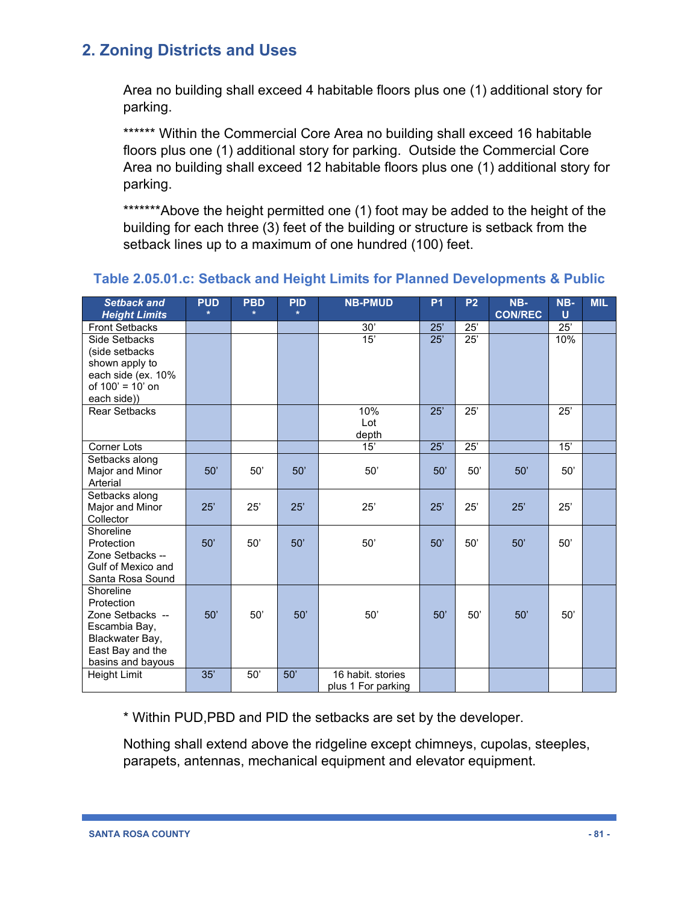## 2. Zoning Districts and Uses

Area no building shall exceed 4 habitable floors plus one (1) additional story for parking.

****** Within the Commercial Core Area no building shall exceed 16 habitable floors plus one (1) additional story for parking. Outside the Commercial Core Area no building shall exceed 12 habitable floors plus one (1) additional story for parking.

*******Above the height permitted one (1) foot may be added to the height of the building for each three (3) feet of the building or structure is setback from the setback lines up to a maximum of one hundred (100) feet.

### Table 2.05.01.c: Setback and Height Limits for Planned Developments & Public

| *Setback and Height Limits* | PUD * | PBD * | PID * | NB-PMUD | P1 | P2 | NB-CON/REC | NB-U | MIL |
|---|---|---|---|---|---|---|---|---|---|
| Front Setbacks | | | | 30’ | 25’ | 25’ | | 25’ | |
| Side Setbacks (side setbacks shown apply to each side (ex. 10% of 100’ = 10’ on each side)) | | | | 15’ | 25’ | 25’ | | 10% | |
| Rear Setbacks | | | | 10% Lot depth | 25’ | 25’ | | 25’ | |
| Corner Lots | | | | 15’ | 25’ | 25’ | | 15’ | |
| Setbacks along Major and Minor Arterial | 50’ | 50’ | 50’ | 50’ | 50’ | 50’ | 50’ | 50’ | |
| Setbacks along Major and Minor Collector | 25’ | 25’ | 25’ | 25’ | 25’ | 25’ | 25’ | 25’ | |
| Shoreline Protection Zone Setbacks -- Gulf of Mexico and Santa Rosa Sound | 50’ | 50’ | 50’ | 50’ | 50’ | 50’ | 50’ | 50’ | |
| Shoreline Protection Zone Setbacks -- Escambia Bay, Blackwater Bay, East Bay and the basins and bayous | 50’ | 50’ | 50’ | 50’ | 50’ | 50’ | 50’ | 50’ | |
| Height Limit | 35’ | 50’ | 50’ | 16 habit. stories plus 1 For parking | | | | | |

* Within PUD,PBD and PID the setbacks are set by the developer.

Nothing shall extend above the ridgeline except chimneys, cupolas, steeples, parapets, antennas, mechanical equipment and elevator equipment.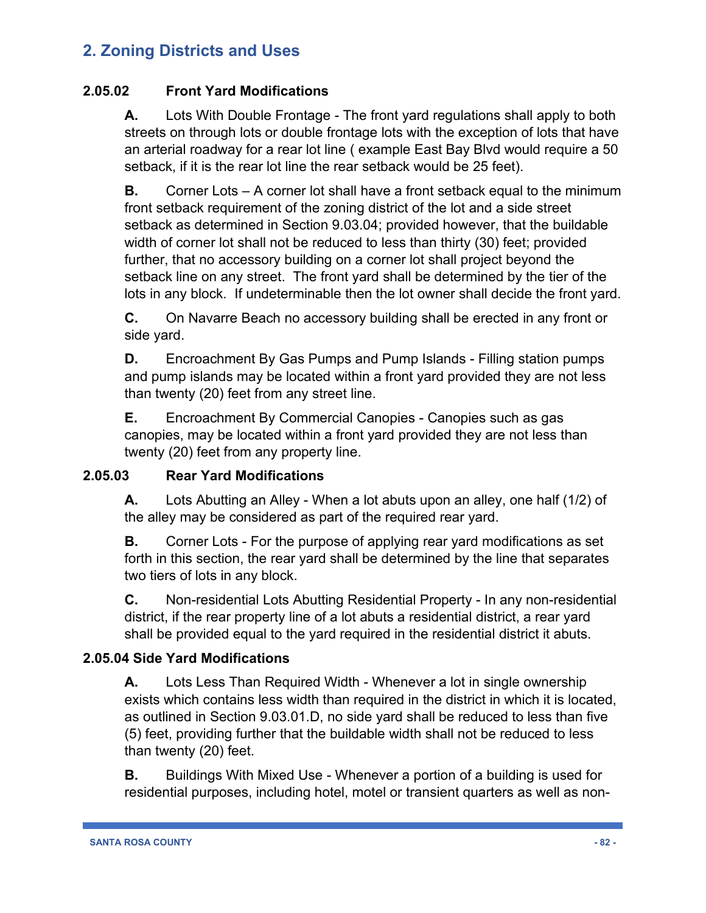## 2. Zoning Districts and Uses

### 2.05.02 Front Yard Modifications

**A.** Lots With Double Frontage - The front yard regulations shall apply to both streets on through lots or double frontage lots with the exception of lots that have an arterial roadway for a rear lot line ( example East Bay Blvd would require a 50 setback, if it is the rear lot line the rear setback would be 25 feet).

**B.** Corner Lots – A corner lot shall have a front setback equal to the minimum front setback requirement of the zoning district of the lot and a side street setback as determined in Section 9.03.04; provided however, that the buildable width of corner lot shall not be reduced to less than thirty (30) feet; provided further, that no accessory building on a corner lot shall project beyond the setback line on any street. The front yard shall be determined by the tier of the lots in any block. If undeterminable then the lot owner shall decide the front yard.

**C.** On Navarre Beach no accessory building shall be erected in any front or side yard.

**D.** Encroachment By Gas Pumps and Pump Islands - Filling station pumps and pump islands may be located within a front yard provided they are not less than twenty (20) feet from any street line.

**E.** Encroachment By Commercial Canopies - Canopies such as gas canopies, may be located within a front yard provided they are not less than twenty (20) feet from any property line.

### 2.05.03 Rear Yard Modifications

**A.** Lots Abutting an Alley - When a lot abuts upon an alley, one half (1/2) of the alley may be considered as part of the required rear yard.

**B.** Corner Lots - For the purpose of applying rear yard modifications as set forth in this section, the rear yard shall be determined by the line that separates two tiers of lots in any block.

**C.** Non-residential Lots Abutting Residential Property - In any non-residential district, if the rear property line of a lot abuts a residential district, a rear yard shall be provided equal to the yard required in the residential district it abuts.

### 2.05.04 Side Yard Modifications

**A.** Lots Less Than Required Width - Whenever a lot in single ownership exists which contains less width than required in the district in which it is located, as outlined in Section 9.03.01.D, no side yard shall be reduced to less than five (5) feet, providing further that the buildable width shall not be reduced to less than twenty (20) feet.

**B.** Buildings With Mixed Use - Whenever a portion of a building is used for residential purposes, including hotel, motel or transient quarters as well as non-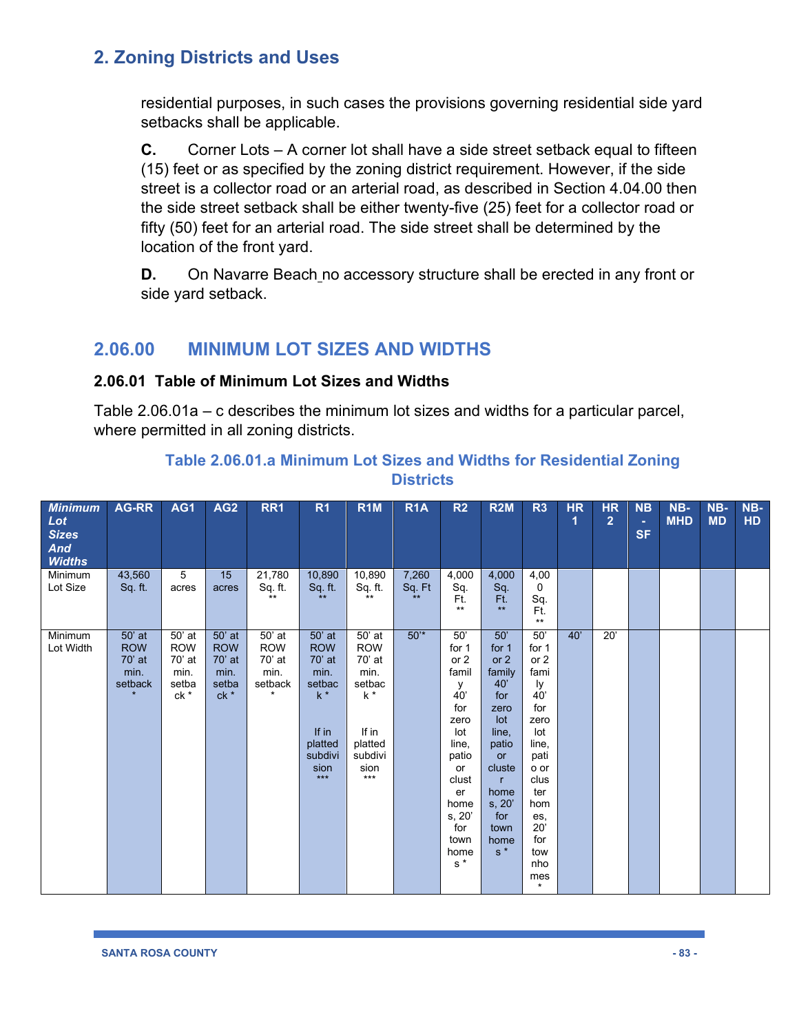## 2. Zoning Districts and Uses

residential purposes, in such cases the provisions governing residential side yard setbacks shall be applicable.

**C.** Corner Lots – A corner lot shall have a side street setback equal to fifteen (15) feet or as specified by the zoning district requirement. However, if the side street is a collector road or an arterial road, as described in Section 4.04.00 then the side street setback shall be either twenty-five (25) feet for a collector road or fifty (50) feet for an arterial road. The side street shall be determined by the location of the front yard.

**D.** On Navarre Beach no accessory structure shall be erected in any front or side yard setback.

## 2.06.00 MINIMUM LOT SIZES AND WIDTHS

### 2.06.01 Table of Minimum Lot Sizes and Widths

Table 2.06.01a – c describes the minimum lot sizes and widths for a particular parcel, where permitted in all zoning districts.

**Table 2.06.01.a Minimum Lot Sizes and Widths for Residential Zoning Districts**

| *Minimum Lot Sizes And Widths* | AG-RR | AG1 | AG2 | RR1 | R1 | R1M | R1A | R2 | R2M | R3 | HR 1 | HR 2 | NB-SF | NB-MHD | NB-MD | NB-HD |
|---|---|---|---|---|---|---|---|---|---|---|---|---|---|---|---|---|
| Minimum Lot Size | 43,560 Sq. ft. | 5 acres | 15 acres | 21,780 Sq. ft. ** | 10,890 Sq. ft. ** | 10,890 Sq. ft. ** | 7,260 Sq. Ft ** | 4,000 Sq. Ft. ** | 4,000 Sq. Ft. ** | 4,000 Sq. Ft. ** | | | | | | |
| Minimum Lot Width | 50' at ROW 70' at min. setback * | 50' at ROW 70' at min. setback * | 50' at ROW 70' at min. setback * | 50' at ROW 70' at min. setback * | 50' at ROW 70' at min. setback * If in platted subdivision *** | 50' at ROW 70' at min. setback * If in platted subdivision *** | 50'* | 50' for 1 or 2 family 40' for zero lot line, patio or cluster homes, 20' for town homes * | 50' for 1 or 2 family 40' for zero lot line, patio or cluster homes, 20' for town homes * | 50' for 1 or 2 family 40' for zero lot line, patio or cluster homes, 20' for townhomes * | 40' | 20' | | | | |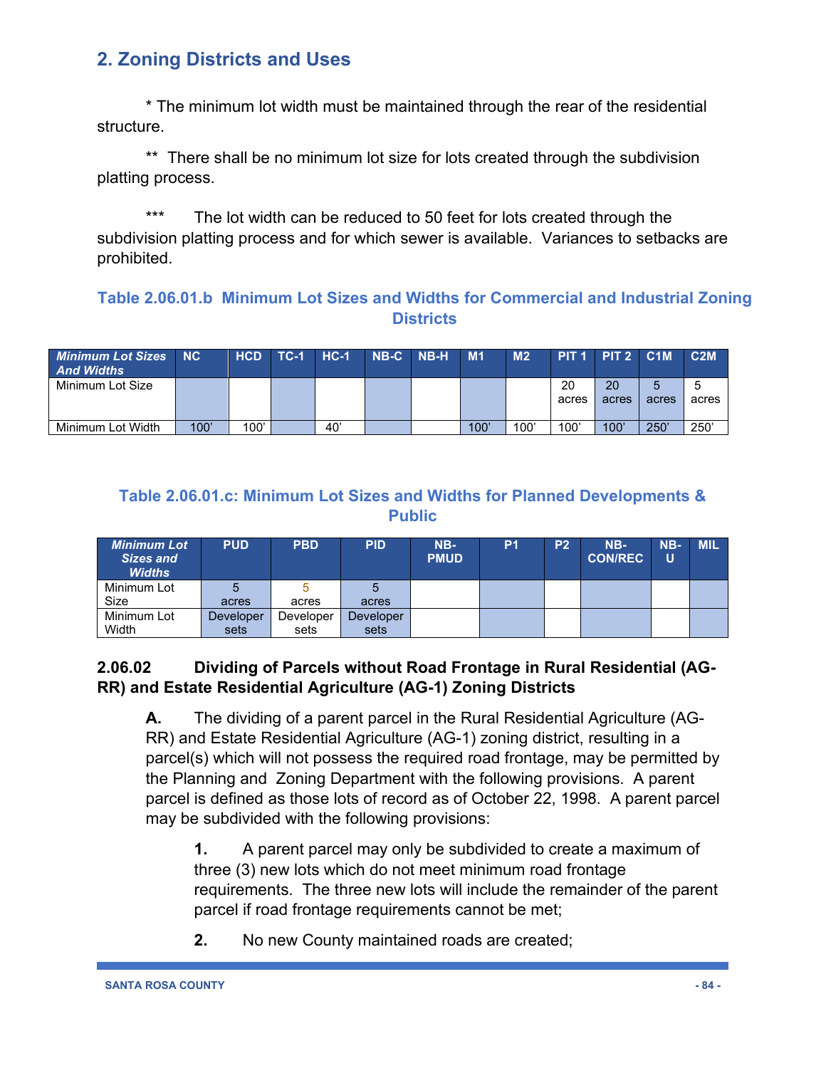## 2. Zoning Districts and Uses

\* The minimum lot width must be maintained through the rear of the residential structure.

\*\* There shall be no minimum lot size for lots created through the subdivision platting process.

\*\*\* The lot width can be reduced to 50 feet for lots created through the subdivision platting process and for which sewer is available. Variances to setbacks are prohibited.

### Table 2.06.01.b Minimum Lot Sizes and Widths for Commercial and Industrial Zoning Districts

| *Minimum Lot Sizes And Widths* | NC | HCD | TC-1 | HC-1 | NB-C | NB-H | M1 | M2 | PIT 1 | PIT 2 | C1M | C2M |
|---|---|---|---|---|---|---|---|---|---|---|---|---|
| Minimum Lot Size | | | | | | | | | 20 acres | 20 acres | 5 acres | 5 acres |
| Minimum Lot Width | 100' | 100' | | 40' | | | 100' | 100' | 100' | 100' | 250' | 250' |

### Table 2.06.01.c: Minimum Lot Sizes and Widths for Planned Developments & Public

| *Minimum Lot Sizes and Widths* | PUD | PBD | PID | NB-PMUD | P1 | P2 | NB-CON/REC | NB-U | MIL |
|---|---|---|---|---|---|---|---|---|---|
| Minimum Lot Size | 5 acres | 5 acres | 5 acres | | | | | | |
| Minimum Lot Width | Developer sets | Developer sets | Developer sets | | | | | | |

**2.06.02 Dividing of Parcels without Road Frontage in Rural Residential (AG-RR) and Estate Residential Agriculture (AG-1) Zoning Districts**

**A.** The dividing of a parent parcel in the Rural Residential Agriculture (AG-RR) and Estate Residential Agriculture (AG-1) zoning district, resulting in a parcel(s) which will not possess the required road frontage, may be permitted by the Planning and Zoning Department with the following provisions. A parent parcel is defined as those lots of record as of October 22, 1998. A parent parcel may be subdivided with the following provisions:

**1.** A parent parcel may only be subdivided to create a maximum of three (3) new lots which do not meet minimum road frontage requirements. The three new lots will include the remainder of the parent parcel if road frontage requirements cannot be met;

**2.** No new County maintained roads are created;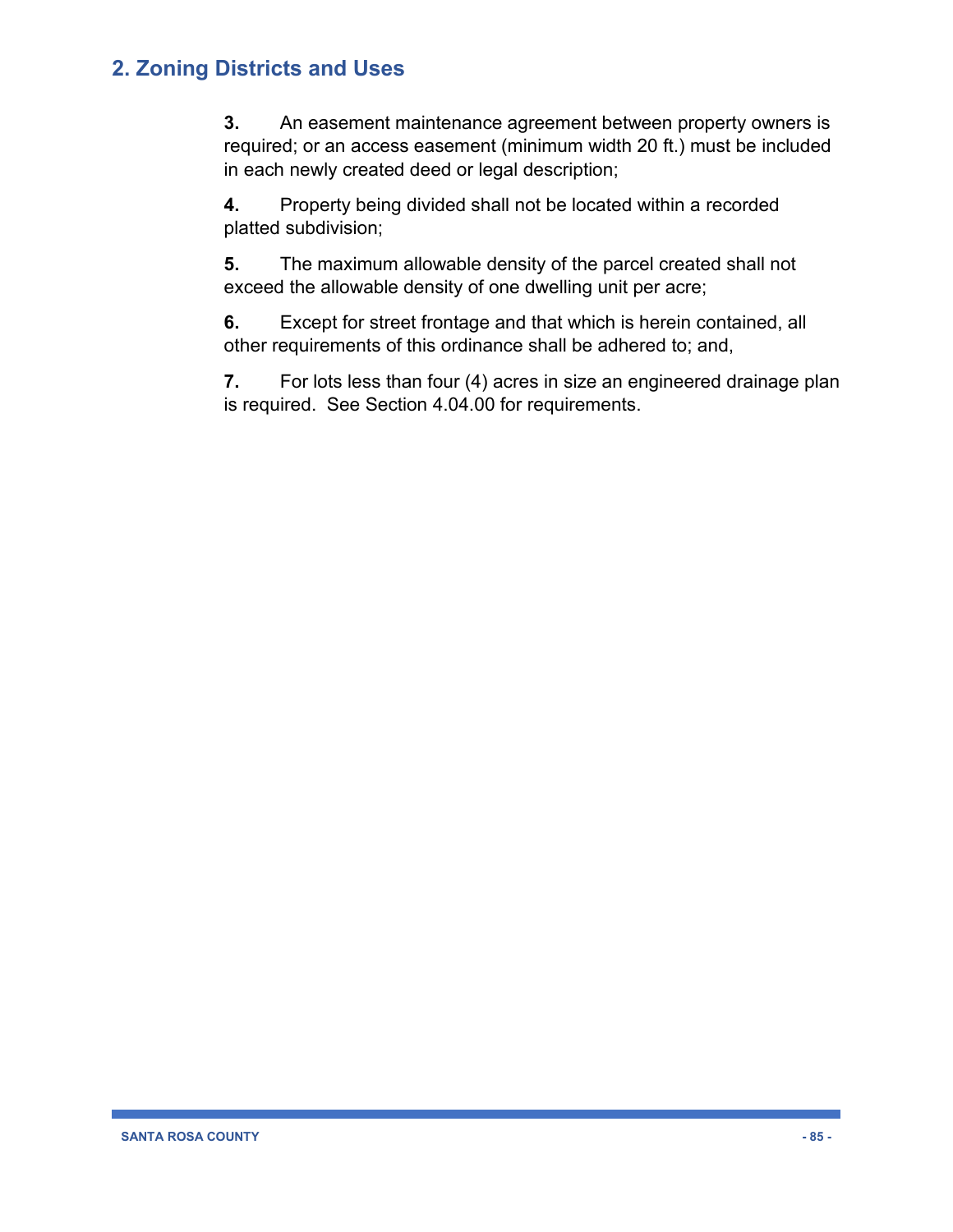**3.** An easement maintenance agreement between property owners is required; or an access easement (minimum width 20 ft.) must be included in each newly created deed or legal description;

**4.** Property being divided shall not be located within a recorded platted subdivision;

**5.** The maximum allowable density of the parcel created shall not exceed the allowable density of one dwelling unit per acre;

**6.** Except for street frontage and that which is herein contained, all other requirements of this ordinance shall be adhered to; and,

**7.** For lots less than four (4) acres in size an engineered drainage plan is required. See Section 4.04.00 for requirements.